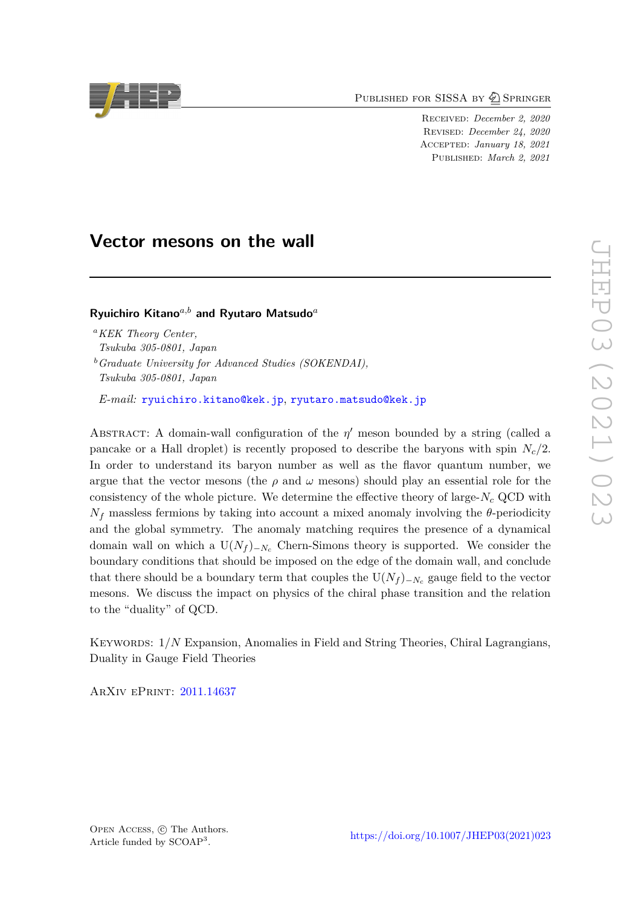# Vector mesons on the wall

**Ryuichiro Kitano**[a,b] **and Ryutaro Matsudo**[a]

[a] *KEK Theory Center, Tsukuba 305-0801, Japan*

[b] *Graduate University for Advanced Studies (SOKENDAI), Tsukuba 305-0801, Japan*

*E-mail:* ryuichiro.kitano@kek.jp, ryutaro.matsudo@kek.jp

Abstract: A domain-wall configuration of the $\eta'$ meson bounded by a string (called a pancake or a Hall droplet) is recently proposed to describe the baryons with spin $N_c/2$. In order to understand its baryon number as well as the flavor quantum number, we argue that the vector mesons (the $\rho$ and $\omega$ mesons) should play an essential role for the consistency of the whole picture. We determine the effective theory of large-$N_c$ QCD with $N_f$ massless fermions by taking into account a mixed anomaly involving the $\theta$-periodicity and the global symmetry. The anomaly matching requires the presence of a dynamical domain wall on which a $\mathrm{U}(N_f)_{-N_c}$ Chern-Simons theory is supported. We consider the boundary conditions that should be imposed on the edge of the domain wall, and conclude that there should be a boundary term that couples the $\mathrm{U}(N_f)_{-N_c}$ gauge field to the vector mesons. We discuss the impact on physics of the chiral phase transition and the relation to the "duality" of QCD.

Keywords: $1/N$ Expansion, Anomalies in Field and String Theories, Chiral Lagrangians, Duality in Gauge Field Theories

ArXiv ePrint: 2011.14637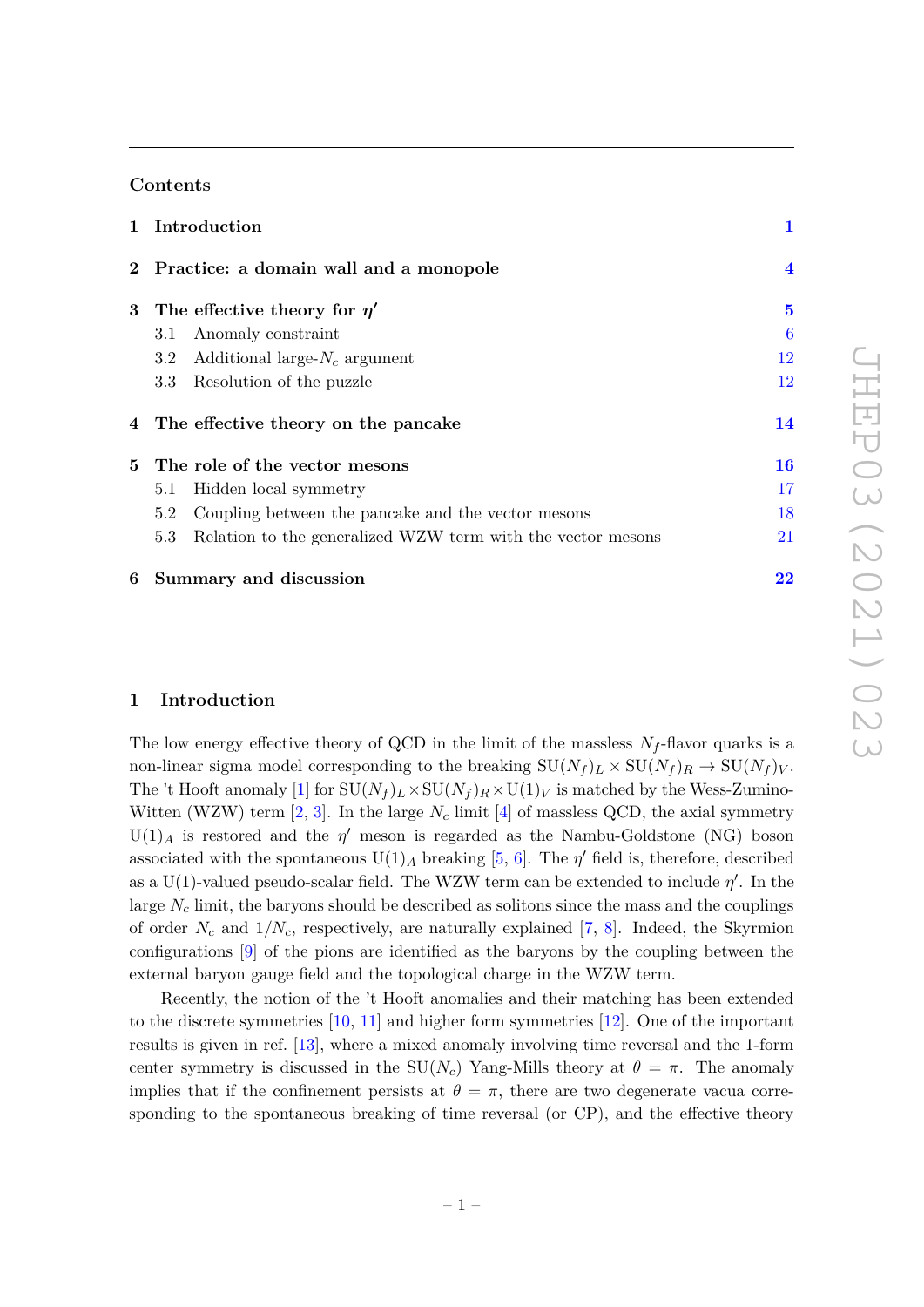## Contents

| | | |
|---|---|---|
| **1** | **Introduction** | **1** |
| **2** | **Practice: a domain wall and a monopole** | **4** |
| **3** | **The effective theory for $\eta'$** | **5** |
| | 3.1 Anomaly constraint | 6 |
| | 3.2 Additional large-$N_c$ argument | 12 |
| | 3.3 Resolution of the puzzle | 12 |
| **4** | **The effective theory on the pancake** | **14** |
| **5** | **The role of the vector mesons** | **16** |
| | 5.1 Hidden local symmetry | 17 |
| | 5.2 Coupling between the pancake and the vector mesons | 18 |
| | 5.3 Relation to the generalized WZW term with the vector mesons | 21 |
| **6** | **Summary and discussion** | **22** |

## 1 Introduction

The low energy effective theory of QCD in the limit of the massless $N_f$-flavor quarks is a non-linear sigma model corresponding to the breaking $\mathrm{SU}(N_f)_L \times \mathrm{SU}(N_f)_R \to \mathrm{SU}(N_f)_V$. The 't Hooft anomaly [1] for $\mathrm{SU}(N_f)_L \times \mathrm{SU}(N_f)_R \times \mathrm{U}(1)_V$ is matched by the Wess-Zumino-Witten (WZW) term [2, 3]. In the large $N_c$ limit [4] of massless QCD, the axial symmetry $\mathrm{U}(1)_A$ is restored and the $\eta'$ meson is regarded as the Nambu-Goldstone (NG) boson associated with the spontaneous $\mathrm{U}(1)_A$ breaking [5, 6]. The $\eta'$ field is, therefore, described as a U(1)-valued pseudo-scalar field. The WZW term can be extended to include $\eta'$. In the large $N_c$ limit, the baryons should be described as solitons since the mass and the couplings of order $N_c$ and $1/N_c$, respectively, are naturally explained [7, 8]. Indeed, the Skyrmion configurations [9] of the pions are identified as the baryons by the coupling between the external baryon gauge field and the topological charge in the WZW term.

Recently, the notion of the 't Hooft anomalies and their matching has been extended to the discrete symmetries [10, 11] and higher form symmetries [12]. One of the important results is given in ref. [13], where a mixed anomaly involving time reversal and the 1-form center symmetry is discussed in the $\mathrm{SU}(N_c)$ Yang-Mills theory at $\theta = \pi$. The anomaly implies that if the confinement persists at $\theta = \pi$, there are two degenerate vacua corresponding to the spontaneous breaking of time reversal (or CP), and the effective theory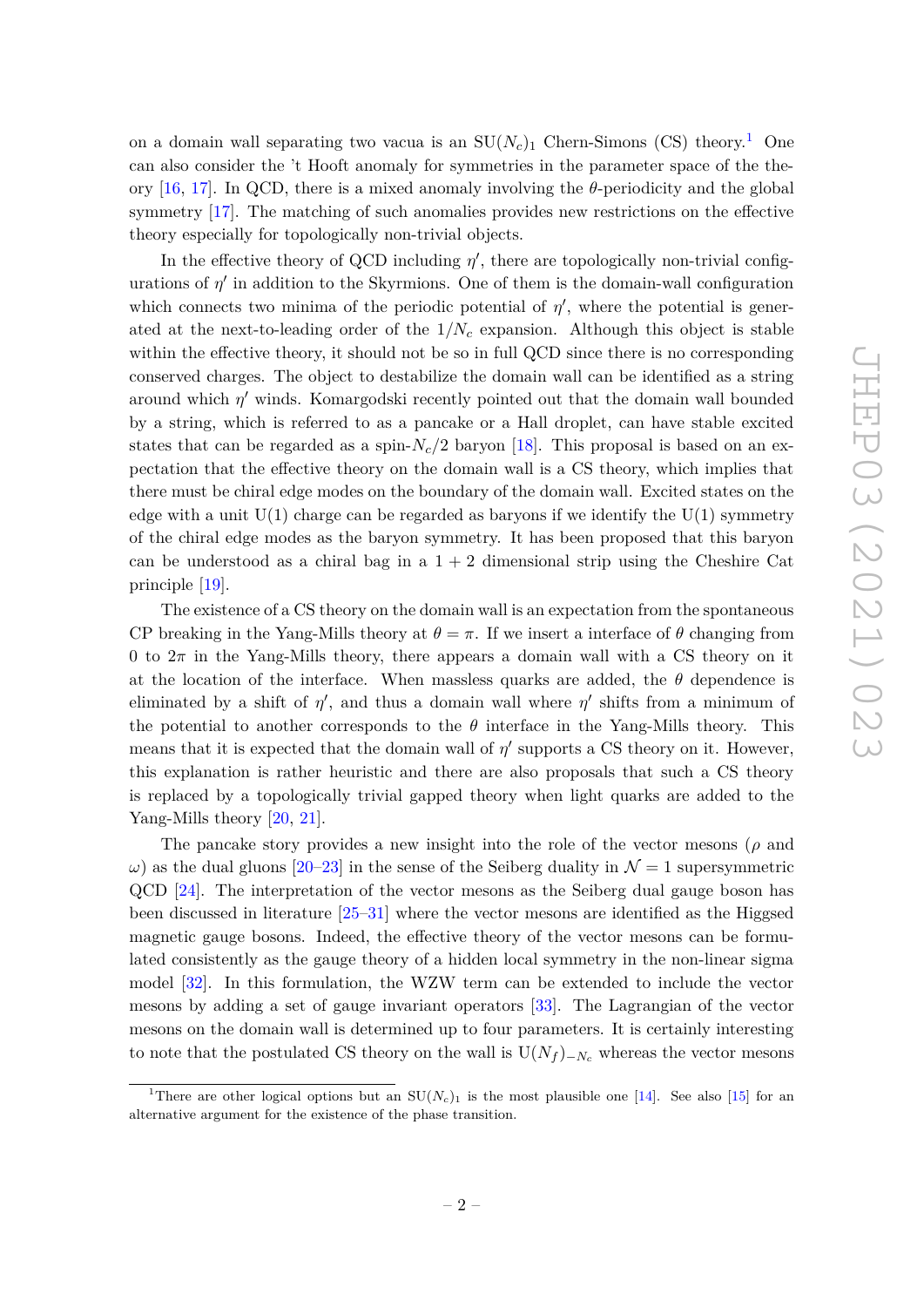on a domain wall separating two vacua is an $\mathrm{SU}(N_c)_1$ Chern-Simons (CS) theory.[1] One can also consider the 't Hooft anomaly for symmetries in the parameter space of the theory [16, 17]. In QCD, there is a mixed anomaly involving the $\theta$-periodicity and the global symmetry [17]. The matching of such anomalies provides new restrictions on the effective theory especially for topologically non-trivial objects.

In the effective theory of QCD including $\eta'$, there are topologically non-trivial configurations of $\eta'$ in addition to the Skyrmions. One of them is the domain-wall configuration which connects two minima of the periodic potential of $\eta'$, where the potential is generated at the next-to-leading order of the $1/N_c$ expansion. Although this object is stable within the effective theory, it should not be so in full QCD since there is no corresponding conserved charges. The object to destabilize the domain wall can be identified as a string around which $\eta'$ winds. Komargodski recently pointed out that the domain wall bounded by a string, which is referred to as a pancake or a Hall droplet, can have stable excited states that can be regarded as a spin-$N_c/2$ baryon [18]. This proposal is based on an expectation that the effective theory on the domain wall is a CS theory, which implies that there must be chiral edge modes on the boundary of the domain wall. Excited states on the edge with a unit U(1) charge can be regarded as baryons if we identify the U(1) symmetry of the chiral edge modes as the baryon symmetry. It has been proposed that this baryon can be understood as a chiral bag in a $1 + 2$ dimensional strip using the Cheshire Cat principle [19].

The existence of a CS theory on the domain wall is an expectation from the spontaneous CP breaking in the Yang-Mills theory at $\theta = \pi$. If we insert a interface of $\theta$ changing from 0 to $2\pi$ in the Yang-Mills theory, there appears a domain wall with a CS theory on it at the location of the interface. When massless quarks are added, the $\theta$ dependence is eliminated by a shift of $\eta'$, and thus a domain wall where $\eta'$ shifts from a minimum of the potential to another corresponds to the $\theta$ interface in the Yang-Mills theory. This means that it is expected that the domain wall of $\eta'$ supports a CS theory on it. However, this explanation is rather heuristic and there are also proposals that such a CS theory is replaced by a topologically trivial gapped theory when light quarks are added to the Yang-Mills theory [20, 21].

The pancake story provides a new insight into the role of the vector mesons ($\rho$ and $\omega$) as the dual gluons [20–23] in the sense of the Seiberg duality in $\mathcal{N} = 1$ supersymmetric QCD [24]. The interpretation of the vector mesons as the Seiberg dual gauge boson has been discussed in literature [25–31] where the vector mesons are identified as the Higgsed magnetic gauge bosons. Indeed, the effective theory of the vector mesons can be formulated consistently as the gauge theory of a hidden local symmetry in the non-linear sigma model [32]. In this formulation, the WZW term can be extended to include the vector mesons by adding a set of gauge invariant operators [33]. The Lagrangian of the vector mesons on the domain wall is determined up to four parameters. It is certainly interesting to note that the postulated CS theory on the wall is $\mathrm{U}(N_f)_{-N_c}$ whereas the vector mesons

[1] There are other logical options but an $\mathrm{SU}(N_c)_1$ is the most plausible one [14]. See also [15] for an alternative argument for the existence of the phase transition.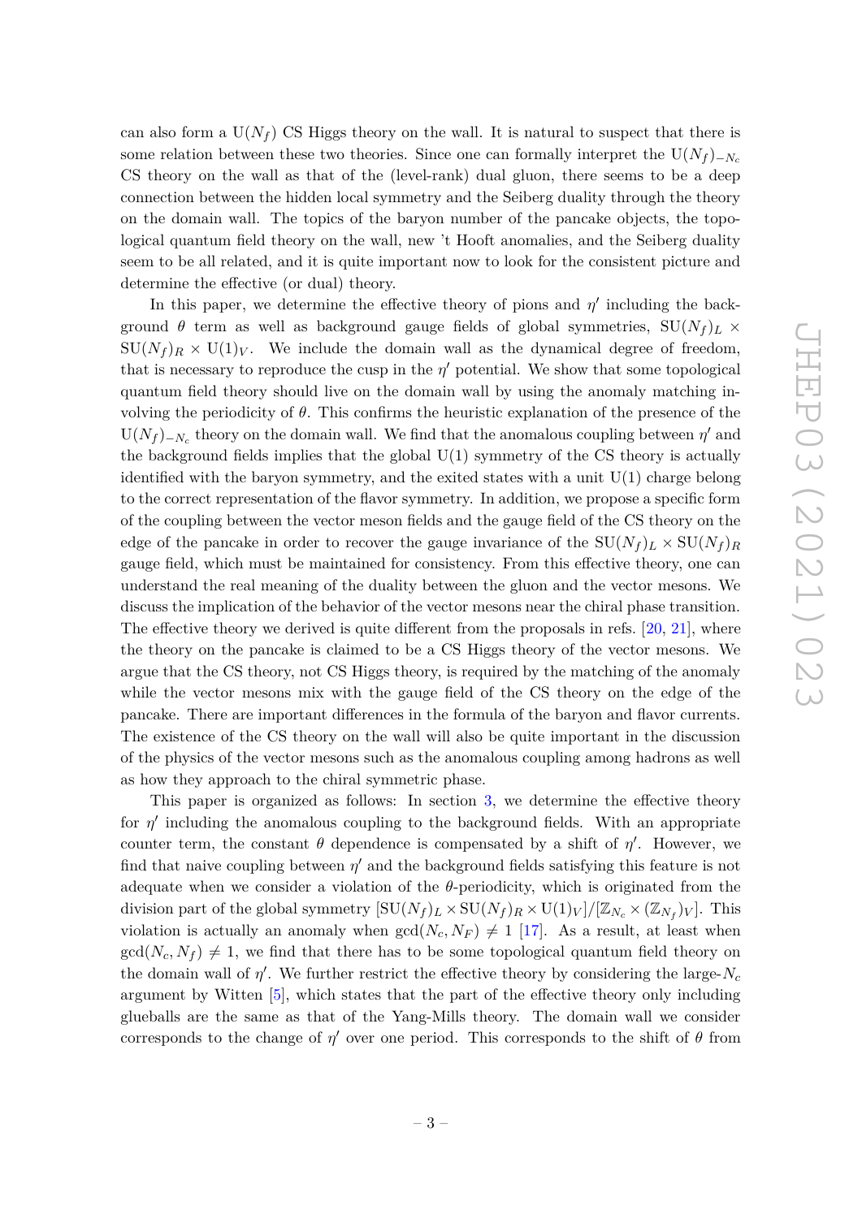can also form a $\mathrm{U}(N_f)$ CS Higgs theory on the wall. It is natural to suspect that there is some relation between these two theories. Since one can formally interpret the $\mathrm{U}(N_f)_{-N_c}$ CS theory on the wall as that of the (level-rank) dual gluon, there seems to be a deep connection between the hidden local symmetry and the Seiberg duality through the theory on the domain wall. The topics of the baryon number of the pancake objects, the topological quantum field theory on the wall, new 't Hooft anomalies, and the Seiberg duality seem to be all related, and it is quite important now to look for the consistent picture and determine the effective (or dual) theory.

In this paper, we determine the effective theory of pions and $\eta'$ including the background $\theta$ term as well as background gauge fields of global symmetries, $\mathrm{SU}(N_f)_L \times \mathrm{SU}(N_f)_R \times \mathrm{U}(1)_V$. We include the domain wall as the dynamical degree of freedom, that is necessary to reproduce the cusp in the $\eta'$ potential. We show that some topological quantum field theory should live on the domain wall by using the anomaly matching involving the periodicity of $\theta$. This confirms the heuristic explanation of the presence of the $\mathrm{U}(N_f)_{-N_c}$ theory on the domain wall. We find that the anomalous coupling between $\eta'$ and the background fields implies that the global $\mathrm{U}(1)$ symmetry of the CS theory is actually identified with the baryon symmetry, and the exited states with a unit $\mathrm{U}(1)$ charge belong to the correct representation of the flavor symmetry. In addition, we propose a specific form of the coupling between the vector meson fields and the gauge field of the CS theory on the edge of the pancake in order to recover the gauge invariance of the $\mathrm{SU}(N_f)_L \times \mathrm{SU}(N_f)_R$ gauge field, which must be maintained for consistency. From this effective theory, one can understand the real meaning of the duality between the gluon and the vector mesons. We discuss the implication of the behavior of the vector mesons near the chiral phase transition. The effective theory we derived is quite different from the proposals in refs. [20, 21], where the theory on the pancake is claimed to be a CS Higgs theory of the vector mesons. We argue that the CS theory, not CS Higgs theory, is required by the matching of the anomaly while the vector mesons mix with the gauge field of the CS theory on the edge of the pancake. There are important differences in the formula of the baryon and flavor currents. The existence of the CS theory on the wall will also be quite important in the discussion of the physics of the vector mesons such as the anomalous coupling among hadrons as well as how they approach to the chiral symmetric phase.

This paper is organized as follows: In section 3, we determine the effective theory for $\eta'$ including the anomalous coupling to the background fields. With an appropriate counter term, the constant $\theta$ dependence is compensated by a shift of $\eta'$. However, we find that naive coupling between $\eta'$ and the background fields satisfying this feature is not adequate when we consider a violation of the $\theta$-periodicity, which is originated from the division part of the global symmetry $[\mathrm{SU}(N_f)_L \times \mathrm{SU}(N_f)_R \times \mathrm{U}(1)_V]/[\mathbb{Z}_{N_c} \times (\mathbb{Z}_{N_f})_V]$. This violation is actually an anomaly when $\gcd(N_c, N_F) \neq 1$ [17]. As a result, at least when $\gcd(N_c, N_f) \neq 1$, we find that there has to be some topological quantum field theory on the domain wall of $\eta'$. We further restrict the effective theory by considering the large-$N_c$ argument by Witten [5], which states that the part of the effective theory only including glueballs are the same as that of the Yang-Mills theory. The domain wall we consider corresponds to the change of $\eta'$ over one period. This corresponds to the shift of $\theta$ from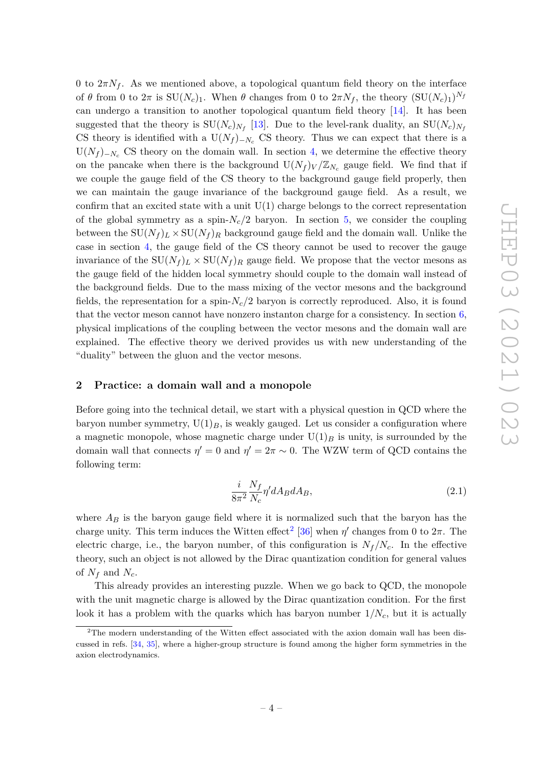0 to $2\pi N_f$. As we mentioned above, a topological quantum field theory on the interface of $\theta$ from 0 to $2\pi$ is $\mathrm{SU}(N_c)_1$. When $\theta$ changes from 0 to $2\pi N_f$, the theory $(\mathrm{SU}(N_c)_1)^{N_f}$ can undergo a transition to another topological quantum field theory [14]. It has been suggested that the theory is $\mathrm{SU}(N_c)_{N_f}$ [13]. Due to the level-rank duality, an $\mathrm{SU}(N_c)_{N_f}$ CS theory is identified with a $\mathrm{U}(N_f)_{-N_c}$ CS theory. Thus we can expect that there is a $\mathrm{U}(N_f)_{-N_c}$ CS theory on the domain wall. In section 4, we determine the effective theory on the pancake when there is the background $\mathrm{U}(N_f)_V/\mathbb{Z}_{N_c}$ gauge field. We find that if we couple the gauge field of the CS theory to the background gauge field properly, then we can maintain the gauge invariance of the background gauge field. As a result, we confirm that an excited state with a unit $\mathrm{U}(1)$ charge belongs to the correct representation of the global symmetry as a spin-$N_c/2$ baryon. In section 5, we consider the coupling between the $\mathrm{SU}(N_f)_L \times \mathrm{SU}(N_f)_R$ background gauge field and the domain wall. Unlike the case in section 4, the gauge field of the CS theory cannot be used to recover the gauge invariance of the $\mathrm{SU}(N_f)_L \times \mathrm{SU}(N_f)_R$ gauge field. We propose that the vector mesons as the gauge field of the hidden local symmetry should couple to the domain wall instead of the background fields. Due to the mass mixing of the vector mesons and the background fields, the representation for a spin-$N_c/2$ baryon is correctly reproduced. Also, it is found that the vector meson cannot have nonzero instanton charge for a consistency. In section 6, physical implications of the coupling between the vector mesons and the domain wall are explained. The effective theory we derived provides us with new understanding of the "duality" between the gluon and the vector mesons.

## 2 Practice: a domain wall and a monopole

Before going into the technical detail, we start with a physical question in QCD where the baryon number symmetry, $\mathrm{U}(1)_B$, is weakly gauged. Let us consider a configuration where a magnetic monopole, whose magnetic charge under $\mathrm{U}(1)_B$ is unity, is surrounded by the domain wall that connects $\eta' = 0$ and $\eta' = 2\pi \sim 0$. The WZW term of QCD contains the following term:

$$\frac{i}{8\pi^2}\frac{N_f}{N_c}\eta' dA_B dA_B, \tag{2.1}$$

where $A_B$ is the baryon gauge field where it is normalized such that the baryon has the charge unity. This term induces the Witten effect[2] [36] when $\eta'$ changes from 0 to $2\pi$. The electric charge, i.e., the baryon number, of this configuration is $N_f/N_c$. In the effective theory, such an object is not allowed by the Dirac quantization condition for general values of $N_f$ and $N_c$.

This already provides an interesting puzzle. When we go back to QCD, the monopole with the unit magnetic charge is allowed by the Dirac quantization condition. For the first look it has a problem with the quarks which has baryon number $1/N_c$, but it is actually

[2] The modern understanding of the Witten effect associated with the axion domain wall has been discussed in refs. [34, 35], where a higher-group structure is found among the higher form symmetries in the axion electrodynamics.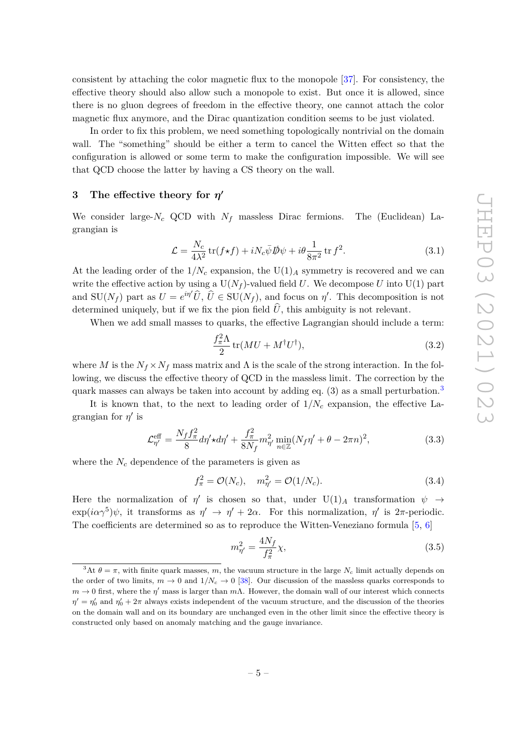consistent by attaching the color magnetic flux to the monopole [37]. For consistency, the effective theory should also allow such a monopole to exist. But once it is allowed, since there is no gluon degrees of freedom in the effective theory, one cannot attach the color magnetic flux anymore, and the Dirac quantization condition seems to be just violated.

In order to fix this problem, we need something topologically nontrivial on the domain wall. The "something" should be either a term to cancel the Witten effect so that the configuration is allowed or some term to make the configuration impossible. We will see that QCD choose the latter by having a CS theory on the wall.

## 3 The effective theory for $\eta'$

We consider large-$N_c$ QCD with $N_f$ massless Dirac fermions. The (Euclidean) Lagrangian is

$$\mathcal{L} = \frac{N_c}{4\lambda^2}\operatorname{tr}(f\star f) + iN_c\bar{\psi}\not{D}\psi + i\theta\frac{1}{8\pi^2}\operatorname{tr} f^2. \tag{3.1}$$

At the leading order of the $1/N_c$ expansion, the $\mathrm{U}(1)_A$ symmetry is recovered and we can write the effective action by using a $\mathrm{U}(N_f)$-valued field $U$. We decompose $U$ into U(1) part and $\mathrm{SU}(N_f)$ part as $U = e^{i\eta'}\widehat{U}$, $\widehat{U} \in \mathrm{SU}(N_f)$, and focus on $\eta'$. This decomposition is not determined uniquely, but if we fix the pion field $\widehat{U}$, this ambiguity is not relevant.

When we add small masses to quarks, the effective Lagrangian should include a term:

$$\frac{f_\pi^2\Lambda}{2}\operatorname{tr}(MU + M^\dagger U^\dagger), \tag{3.2}$$

where $M$ is the $N_f \times N_f$ mass matrix and $\Lambda$ is the scale of the strong interaction. In the following, we discuss the effective theory of QCD in the massless limit. The correction by the quark masses can always be taken into account by adding eq. (3) as a small perturbation.[3]

It is known that, to the next to leading order of $1/N_c$ expansion, the effective Lagrangian for $\eta'$ is

$$\mathcal{L}^{\text{eff}}_{\eta'} = \frac{N_f f_\pi^2}{8} d\eta'\star d\eta' + \frac{f_\pi^2}{8N_f} m_{\eta'}^2 \min_{n\in\mathbb{Z}} (N_f\eta' + \theta - 2\pi n)^2, \tag{3.3}$$

where the $N_c$ dependence of the parameters is given as

$$f_\pi^2 = \mathcal{O}(N_c), \quad m_{\eta'}^2 = \mathcal{O}(1/N_c). \tag{3.4}$$

Here the normalization of $\eta'$ is chosen so that, under $\mathrm{U}(1)_A$ transformation $\psi \to \exp(i\alpha\gamma^5)\psi$, it transforms as $\eta' \to \eta' + 2\alpha$. For this normalization, $\eta'$ is $2\pi$-periodic. The coefficients are determined so as to reproduce the Witten-Veneziano formula [5, 6]

$$m_{\eta'}^2 = \frac{4N_f}{f_\pi^2}\chi, \tag{3.5}$$

[3] At $\theta = \pi$, with finite quark masses, $m$, the vacuum structure in the large $N_c$ limit actually depends on the order of two limits, $m \to 0$ and $1/N_c \to 0$ [38]. Our discussion of the massless quarks corresponds to $m \to 0$ first, where the $\eta'$ mass is larger than $m\Lambda$. However, the domain wall of our interest which connects $\eta' = \eta'_0$ and $\eta'_0 + 2\pi$ always exists independent of the vacuum structure, and the discussion of the theories on the domain wall and on its boundary are unchanged even in the other limit since the effective theory is constructed only based on anomaly matching and the gauge invariance.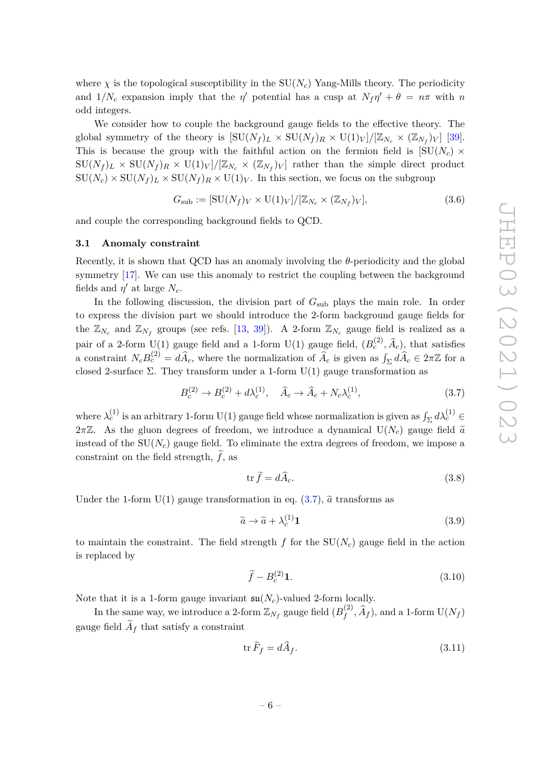where $\chi$ is the topological susceptibility in the $\mathrm{SU}(N_c)$ Yang-Mills theory. The periodicity and $1/N_c$ expansion imply that the $\eta'$ potential has a cusp at $N_f\eta' + \theta = n\pi$ with $n$ odd integers.

We consider how to couple the background gauge fields to the effective theory. The global symmetry of the theory is $[\mathrm{SU}(N_f)_L \times \mathrm{SU}(N_f)_R \times \mathrm{U}(1)_V]/[\mathbb{Z}_{N_c} \times (\mathbb{Z}_{N_f})_V]$ [39]. This is because the group with the faithful action on the fermion field is $[\mathrm{SU}(N_c) \times \mathrm{SU}(N_f)_L \times \mathrm{SU}(N_f)_R \times \mathrm{U}(1)_V]/[\mathbb{Z}_{N_c} \times (\mathbb{Z}_{N_f})_V]$ rather than the simple direct product $\mathrm{SU}(N_c) \times \mathrm{SU}(N_f)_L \times \mathrm{SU}(N_f)_R \times \mathrm{U}(1)_V$. In this section, we focus on the subgroup

$$G_{\mathrm{sub}} := [\mathrm{SU}(N_f)_V \times \mathrm{U}(1)_V]/[\mathbb{Z}_{N_c} \times (\mathbb{Z}_{N_f})_V], \tag{3.6}$$

and couple the corresponding background fields to QCD.

### 3.1 Anomaly constraint

Recently, it is shown that QCD has an anomaly involving the $\theta$-periodicity and the global symmetry [17]. We can use this anomaly to restrict the coupling between the background fields and $\eta'$ at large $N_c$.

In the following discussion, the division part of $G_{\mathrm{sub}}$ plays the main role. In order to express the division part we should introduce the 2-form background gauge fields for the $\mathbb{Z}_{N_c}$ and $\mathbb{Z}_{N_f}$ groups (see refs. [13, 39]). A 2-form $\mathbb{Z}_{N_c}$ gauge field is realized as a pair of a 2-form U(1) gauge field and a 1-form U(1) gauge field, $(B_c^{(2)}, \widehat{A}_c)$, that satisfies a constraint $N_c B_c^{(2)} = d\widehat{A}_c$, where the normalization of $\widehat{A}_c$ is given as $\int_\Sigma d\widehat{A}_c \in 2\pi\mathbb{Z}$ for a closed 2-surface $\Sigma$. They transform under a 1-form U(1) gauge transformation as

$$B_c^{(2)} \to B_c^{(2)} + d\lambda_c^{(1)}, \quad \widehat{A}_c \to \widehat{A}_c + N_c\lambda_c^{(1)}, \tag{3.7}$$

where $\lambda_c^{(1)}$ is an arbitrary 1-form U(1) gauge field whose normalization is given as $\int_\Sigma d\lambda_c^{(1)} \in 2\pi\mathbb{Z}$. As the gluon degrees of freedom, we introduce a dynamical $\mathrm{U}(N_c)$ gauge field $\widetilde{a}$ instead of the $\mathrm{SU}(N_c)$ gauge field. To eliminate the extra degrees of freedom, we impose a constraint on the field strength, $\widetilde{f}$, as

$$\mathrm{tr}\, \widetilde{f} = d\widehat{A}_c. \tag{3.8}$$

Under the 1-form U(1) gauge transformation in eq. (3.7), $\widetilde{a}$ transforms as

$$\widetilde{a} \to \widetilde{a} + \lambda_c^{(1)}\mathbf{1} \tag{3.9}$$

to maintain the constraint. The field strength $f$ for the $\mathrm{SU}(N_c)$ gauge field in the action is replaced by

$$\widetilde{f} - B_c^{(2)}\mathbf{1}. \tag{3.10}$$

Note that it is a 1-form gauge invariant $\mathfrak{su}(N_c)$-valued 2-form locally.

In the same way, we introduce a 2-form $\mathbb{Z}_{N_f}$ gauge field $(B_f^{(2)}, \widehat{A}_f)$, and a 1-form $\mathrm{U}(N_f)$ gauge field $\widetilde{A}_f$ that satisfy a constraint

$$\mathrm{tr}\, \widetilde{F}_f = d\widehat{A}_f. \tag{3.11}$$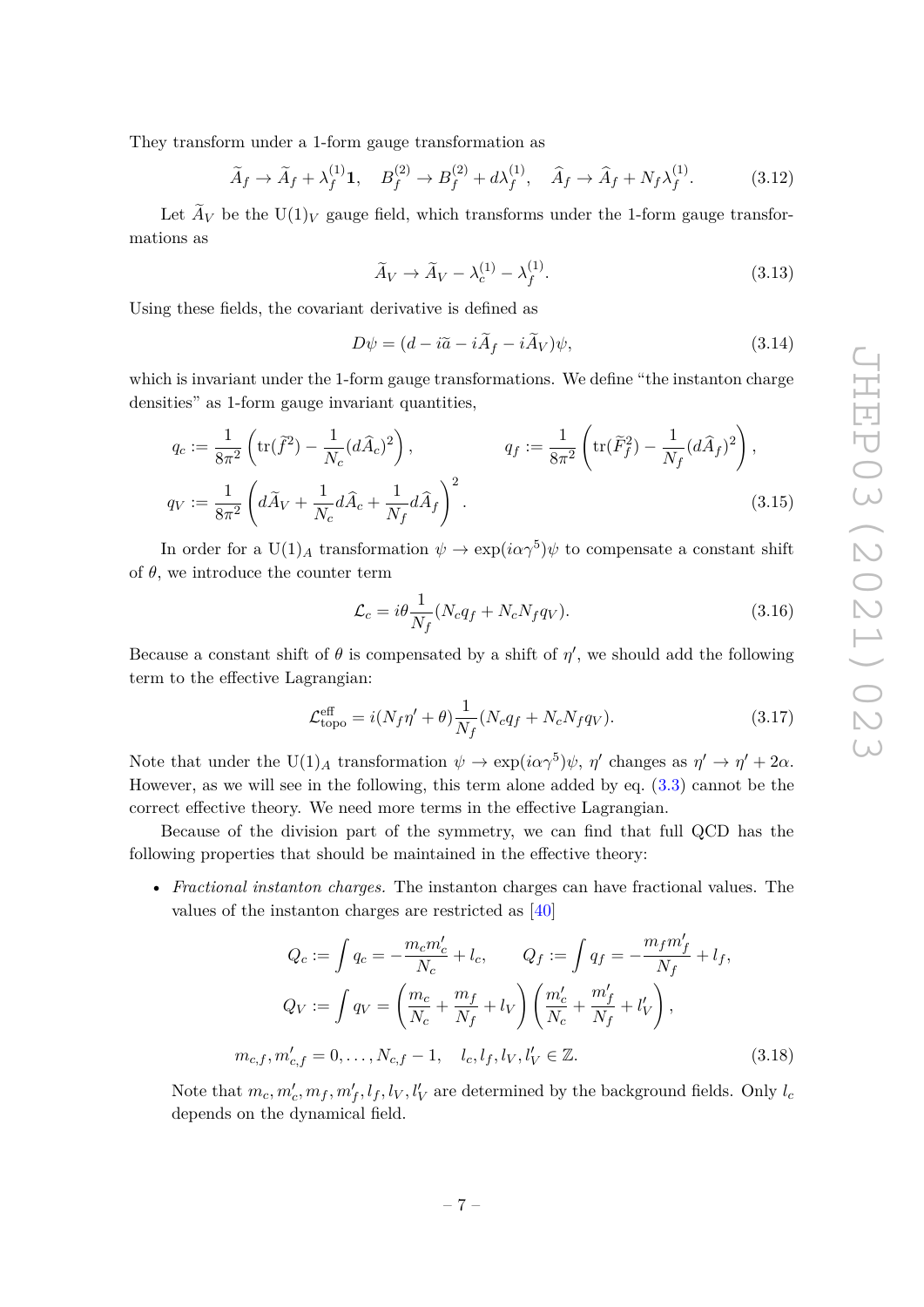They transform under a 1-form gauge transformation as

$$\widetilde{A}_f \to \widetilde{A}_f + \lambda_f^{(1)}\mathbf{1}, \quad B_f^{(2)} \to B_f^{(2)} + d\lambda_f^{(1)}, \quad \widehat{A}_f \to \widehat{A}_f + N_f\lambda_f^{(1)}. \tag{3.12}$$

Let $\widetilde{A}_V$ be the $\mathrm{U}(1)_V$ gauge field, which transforms under the 1-form gauge transformations as

$$\widetilde{A}_V \to \widetilde{A}_V - \lambda_c^{(1)} - \lambda_f^{(1)}. \tag{3.13}$$

Using these fields, the covariant derivative is defined as

$$D\psi = (d - i\widetilde{a} - i\widetilde{A}_f - i\widetilde{A}_V)\psi, \tag{3.14}$$

which is invariant under the 1-form gauge transformations. We define "the instanton charge densities" as 1-form gauge invariant quantities,

$$q_c := \frac{1}{8\pi^2}\left(\mathrm{tr}(\widetilde{f}^2) - \frac{1}{N_c}(d\widehat{A}_c)^2\right), \qquad q_f := \frac{1}{8\pi^2}\left(\mathrm{tr}(\widetilde{F}_f^2) - \frac{1}{N_f}(d\widehat{A}_f)^2\right),$$
$$q_V := \frac{1}{8\pi^2}\left(d\widetilde{A}_V + \frac{1}{N_c}d\widehat{A}_c + \frac{1}{N_f}d\widehat{A}_f\right)^2. \tag{3.15}$$

In order for a $\mathrm{U}(1)_A$ transformation $\psi \to \exp(i\alpha\gamma^5)\psi$ to compensate a constant shift of $\theta$, we introduce the counter term

$$\mathcal{L}_c = i\theta\frac{1}{N_f}(N_c q_f + N_c N_f q_V). \tag{3.16}$$

Because a constant shift of $\theta$ is compensated by a shift of $\eta'$, we should add the following term to the effective Lagrangian:

$$\mathcal{L}_{\mathrm{topo}}^{\mathrm{eff}} = i(N_f\eta' + \theta)\frac{1}{N_f}(N_c q_f + N_c N_f q_V). \tag{3.17}$$

Note that under the $\mathrm{U}(1)_A$ transformation $\psi \to \exp(i\alpha\gamma^5)\psi$, $\eta'$ changes as $\eta' \to \eta' + 2\alpha$. However, as we will see in the following, this term alone added by eq. (3.3) cannot be the correct effective theory. We need more terms in the effective Lagrangian.

Because of the division part of the symmetry, we can find that full QCD has the following properties that should be maintained in the effective theory:

- *Fractional instanton charges.* The instanton charges can have fractional values. The values of the instanton charges are restricted as [40]

$$Q_c := \int q_c = -\frac{m_c m_c'}{N_c} + l_c, \qquad Q_f := \int q_f = -\frac{m_f m_f'}{N_f} + l_f,$$
$$Q_V := \int q_V = \left(\frac{m_c}{N_c} + \frac{m_f}{N_f} + l_V\right)\left(\frac{m_c'}{N_c} + \frac{m_f'}{N_f} + l_V'\right),$$
$$m_{c,f}, m_{c,f}' = 0, \ldots, N_{c,f} - 1, \quad l_c, l_f, l_V, l_V' \in \mathbb{Z}. \tag{3.18}$$

  Note that $m_c, m_c', m_f, m_f', l_f, l_V, l_V'$ are determined by the background fields. Only $l_c$ depends on the dynamical field.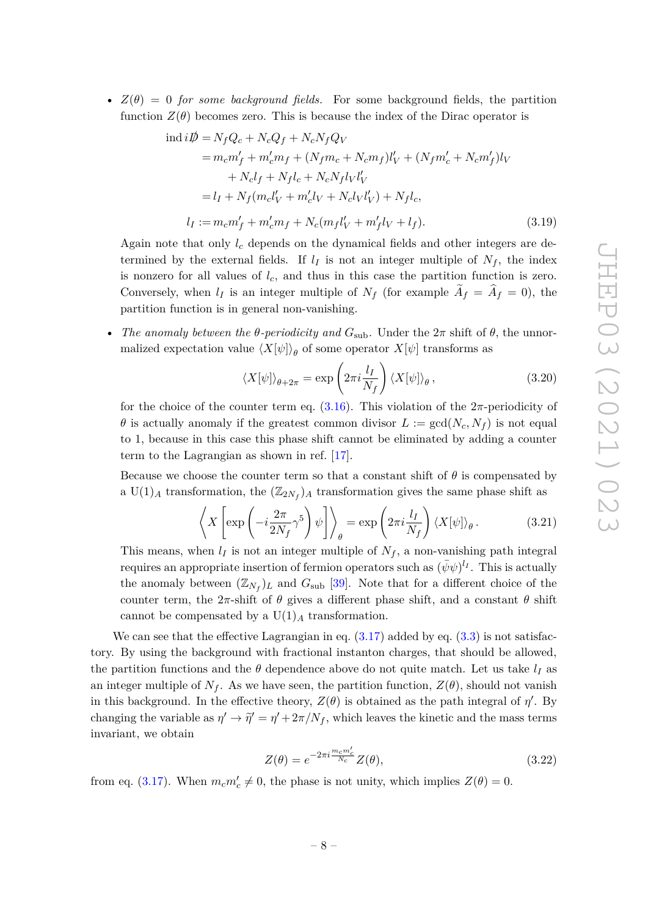- *$Z(\theta) = 0$ for some background fields.* For some background fields, the partition function $Z(\theta)$ becomes zero. This is because the index of the Dirac operator is

$$
\begin{aligned}
\operatorname{ind} i\not{D} &= N_f Q_c + N_c Q_f + N_c N_f Q_V \\
&= m_c m_f' + m_c' m_f + (N_f m_c + N_c m_f) l_V' + (N_f m_c' + N_c m_f') l_V \\
&\quad + N_c l_f + N_f l_c + N_c N_f l_V l_V' \\
&= l_I + N_f (m_c l_V' + m_c' l_V + N_c l_V l_V') + N_f l_c, \\
l_I &:= m_c m_f' + m_c' m_f + N_c (m_f l_V' + m_f' l_V + l_f).
\end{aligned}
\tag{3.19}
$$

Again note that only $l_c$ depends on the dynamical fields and other integers are determined by the external fields. If $l_I$ is not an integer multiple of $N_f$, the index is nonzero for all values of $l_c$, and thus in this case the partition function is zero. Conversely, when $l_I$ is an integer multiple of $N_f$ (for example $\widetilde{A}_f = \widehat{A}_f = 0$), the partition function is in general non-vanishing.

- *The anomaly between the $\theta$-periodicity and $G_{\rm sub}$.* Under the $2\pi$ shift of $\theta$, the unnormalized expectation value $\langle X[\psi] \rangle_\theta$ of some operator $X[\psi]$ transforms as

$$
\langle X[\psi] \rangle_{\theta + 2\pi} = \exp\left( 2\pi i \frac{l_I}{N_f} \right) \langle X[\psi] \rangle_\theta \,, \tag{3.20}
$$

for the choice of the counter term eq. (3.16). This violation of the $2\pi$-periodicity of $\theta$ is actually anomaly if the greatest common divisor $L := \gcd(N_c, N_f)$ is not equal to 1, because in this case this phase shift cannot be eliminated by adding a counter term to the Lagrangian as shown in ref. [17].

Because we choose the counter term so that a constant shift of $\theta$ is compensated by a $\mathrm{U}(1)_A$ transformation, the $(\mathbb{Z}_{2N_f})_A$ transformation gives the same phase shift as

$$
\left\langle X \left[ \exp\left( -i \frac{2\pi}{2N_f} \gamma^5 \right) \psi \right] \right\rangle_\theta = \exp\left( 2\pi i \frac{l_I}{N_f} \right) \langle X[\psi] \rangle_\theta \,. \tag{3.21}
$$

This means, when $l_I$ is not an integer multiple of $N_f$, a non-vanishing path integral requires an appropriate insertion of fermion operators such as $(\bar{\psi}\psi)^{l_I}$. This is actually the anomaly between $(\mathbb{Z}_{N_f})_L$ and $G_{\rm sub}$ [39]. Note that for a different choice of the counter term, the $2\pi$-shift of $\theta$ gives a different phase shift, and a constant $\theta$ shift cannot be compensated by a $\mathrm{U}(1)_A$ transformation.

We can see that the effective Lagrangian in eq. (3.17) added by eq. (3.3) is not satisfactory. By using the background with fractional instanton charges, that should be allowed, the partition functions and the $\theta$ dependence above do not quite match. Let us take $l_I$ as an integer multiple of $N_f$. As we have seen, the partition function, $Z(\theta)$, should not vanish in this background. In the effective theory, $Z(\theta)$ is obtained as the path integral of $\eta'$. By changing the variable as $\eta' \to \widetilde{\eta}' = \eta' + 2\pi/N_f$, which leaves the kinetic and the mass terms invariant, we obtain

$$
Z(\theta) = e^{-2\pi i \frac{m_c m_c'}{N_c}} Z(\theta), \tag{3.22}
$$

from eq. (3.17). When $m_c m_c' \neq 0$, the phase is not unity, which implies $Z(\theta) = 0$.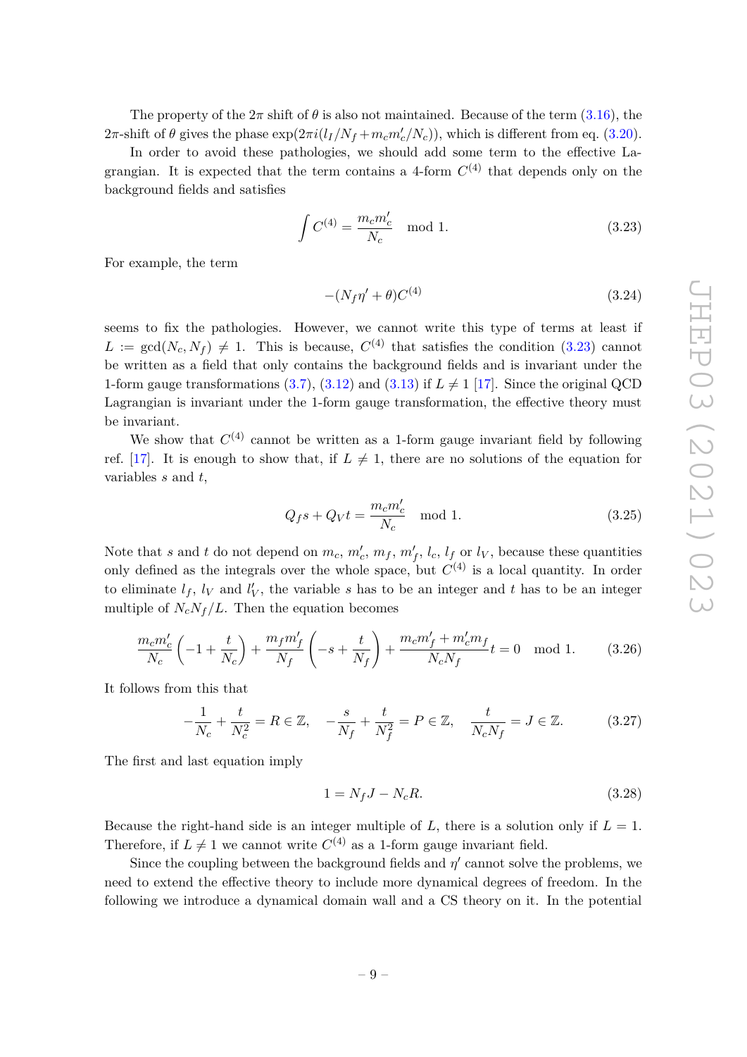The property of the $2\pi$ shift of $\theta$ is also not maintained. Because of the term (3.16), the $2\pi$-shift of $\theta$ gives the phase $\exp(2\pi i(l_I/N_f + m_c m_c'/N_c))$, which is different from eq. (3.20).

In order to avoid these pathologies, we should add some term to the effective Lagrangian. It is expected that the term contains a 4-form $C^{(4)}$ that depends only on the background fields and satisfies

$$\int C^{(4)} = \frac{m_c m_c'}{N_c} \mod 1. \tag{3.23}$$

For example, the term

$$-(N_f \eta' + \theta) C^{(4)} \tag{3.24}$$

seems to fix the pathologies. However, we cannot write this type of terms at least if $L := \gcd(N_c, N_f) \neq 1$. This is because, $C^{(4)}$ that satisfies the condition (3.23) cannot be written as a field that only contains the background fields and is invariant under the 1-form gauge transformations (3.7), (3.12) and (3.13) if $L \neq 1$ [17]. Since the original QCD Lagrangian is invariant under the 1-form gauge transformation, the effective theory must be invariant.

We show that $C^{(4)}$ cannot be written as a 1-form gauge invariant field by following ref. [17]. It is enough to show that, if $L \neq 1$, there are no solutions of the equation for variables $s$ and $t$,

$$Q_f s + Q_V t = \frac{m_c m_c'}{N_c} \mod 1. \tag{3.25}$$

Note that $s$ and $t$ do not depend on $m_c$, $m_c'$, $m_f$, $m_f'$, $l_c$, $l_f$ or $l_V$, because these quantities only defined as the integrals over the whole space, but $C^{(4)}$ is a local quantity. In order to eliminate $l_f$, $l_V$ and $l_V'$, the variable $s$ has to be an integer and $t$ has to be an integer multiple of $N_c N_f / L$. Then the equation becomes

$$\frac{m_c m_c'}{N_c}\left(-1 + \frac{t}{N_c}\right) + \frac{m_f m_f'}{N_f}\left(-s + \frac{t}{N_f}\right) + \frac{m_c m_f' + m_c' m_f}{N_c N_f} t = 0 \mod 1. \tag{3.26}$$

It follows from this that

$$-\frac{1}{N_c} + \frac{t}{N_c^2} = R \in \mathbb{Z}, \quad -\frac{s}{N_f} + \frac{t}{N_f^2} = P \in \mathbb{Z}, \quad \frac{t}{N_c N_f} = J \in \mathbb{Z}. \tag{3.27}$$

The first and last equation imply

$$1 = N_f J - N_c R. \tag{3.28}$$

Because the right-hand side is an integer multiple of $L$, there is a solution only if $L = 1$. Therefore, if $L \neq 1$ we cannot write $C^{(4)}$ as a 1-form gauge invariant field.

Since the coupling between the background fields and $\eta'$ cannot solve the problems, we need to extend the effective theory to include more dynamical degrees of freedom. In the following we introduce a dynamical domain wall and a CS theory on it. In the potential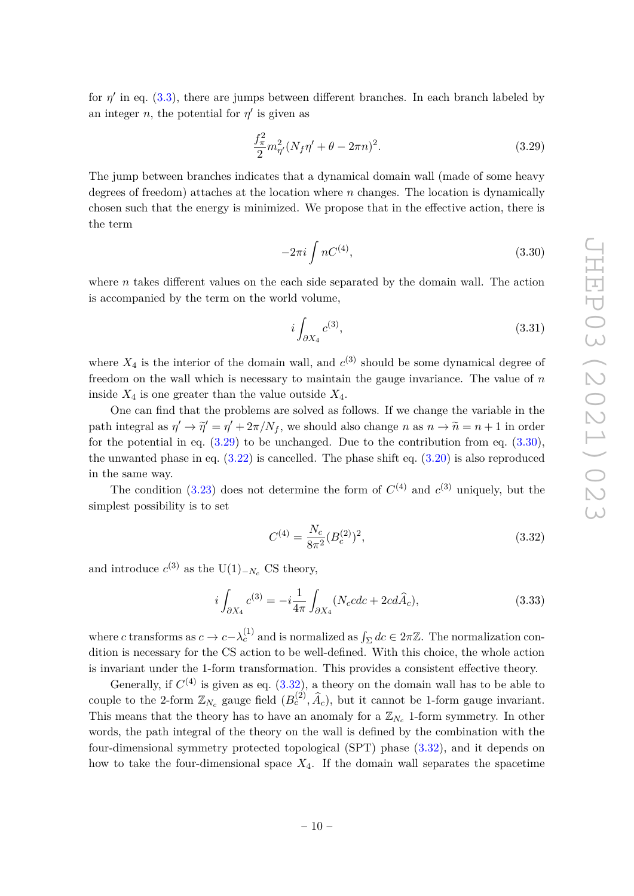for $\eta'$ in eq. (3.3), there are jumps between different branches. In each branch labeled by an integer $n$, the potential for $\eta'$ is given as

$$\frac{f_\pi^2}{2} m_{\eta'}^2 (N_f \eta' + \theta - 2\pi n)^2. \tag{3.29}$$

The jump between branches indicates that a dynamical domain wall (made of some heavy degrees of freedom) attaches at the location where $n$ changes. The location is dynamically chosen such that the energy is minimized. We propose that in the effective action, there is the term

$$-2\pi i \int n C^{(4)}, \tag{3.30}$$

where $n$ takes different values on the each side separated by the domain wall. The action is accompanied by the term on the world volume,

$$i \int_{\partial X_4} c^{(3)}, \tag{3.31}$$

where $X_4$ is the interior of the domain wall, and $c^{(3)}$ should be some dynamical degree of freedom on the wall which is necessary to maintain the gauge invariance. The value of $n$ inside $X_4$ is one greater than the value outside $X_4$.

One can find that the problems are solved as follows. If we change the variable in the path integral as $\eta' \to \widetilde{\eta}' = \eta' + 2\pi/N_f$, we should also change $n$ as $n \to \widetilde{n} = n+1$ in order for the potential in eq. (3.29) to be unchanged. Due to the contribution from eq. (3.30), the unwanted phase in eq. (3.22) is cancelled. The phase shift eq. (3.20) is also reproduced in the same way.

The condition (3.23) does not determine the form of $C^{(4)}$ and $c^{(3)}$ uniquely, but the simplest possibility is to set

$$C^{(4)} = \frac{N_c}{8\pi^2} (B_c^{(2)})^2, \tag{3.32}$$

and introduce $c^{(3)}$ as the $\mathrm{U}(1)_{-N_c}$ CS theory,

$$i \int_{\partial X_4} c^{(3)} = -i \frac{1}{4\pi} \int_{\partial X_4} (N_c c dc + 2 c d\widehat{A}_c), \tag{3.33}$$

where $c$ transforms as $c \to c - \lambda_c^{(1)}$ and is normalized as $\int_\Sigma dc \in 2\pi\mathbb{Z}$. The normalization condition is necessary for the CS action to be well-defined. With this choice, the whole action is invariant under the 1-form transformation. This provides a consistent effective theory.

Generally, if $C^{(4)}$ is given as eq. (3.32), a theory on the domain wall has to be able to couple to the 2-form $\mathbb{Z}_{N_c}$ gauge field $(B_c^{(2)}, \widehat{A}_c)$, but it cannot be 1-form gauge invariant. This means that the theory has to have an anomaly for a $\mathbb{Z}_{N_c}$ 1-form symmetry. In other words, the path integral of the theory on the wall is defined by the combination with the four-dimensional symmetry protected topological (SPT) phase (3.32), and it depends on how to take the four-dimensional space $X_4$. If the domain wall separates the spacetime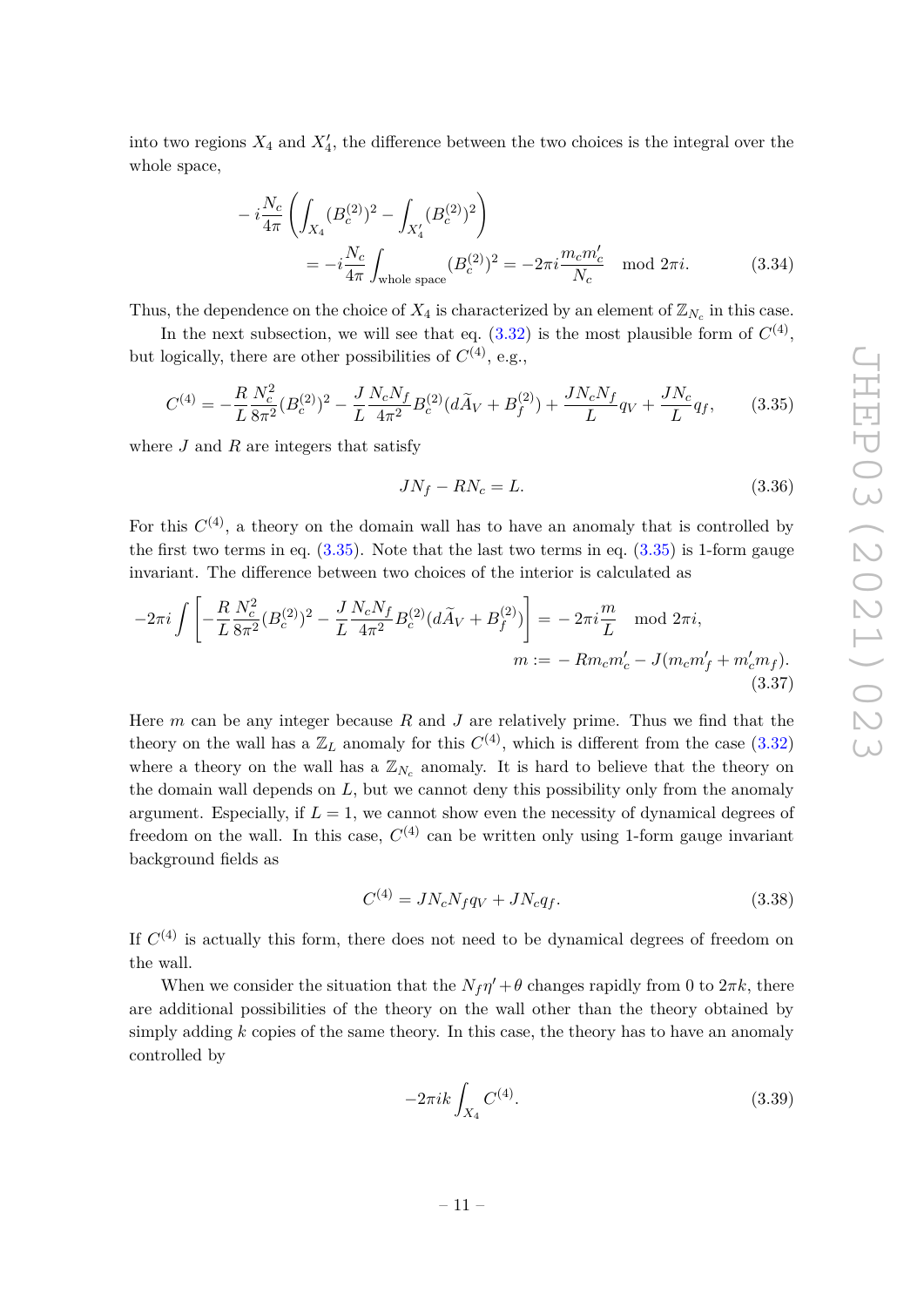into two regions $X_4$ and $X_4'$, the difference between the two choices is the integral over the whole space,

$$
\begin{aligned}
&-i\frac{N_c}{4\pi}\left(\int_{X_4}(B_c^{(2)})^2-\int_{X_4'}(B_c^{(2)})^2\right)\\
&\qquad\qquad=-i\frac{N_c}{4\pi}\int_{\text{whole space}}(B_c^{(2)})^2=-2\pi i\frac{m_c m_c'}{N_c}\mod 2\pi i.
\end{aligned}
\tag{3.34}
$$

Thus, the dependence on the choice of $X_4$ is characterized by an element of $\mathbb{Z}_{N_c}$ in this case.

In the next subsection, we will see that eq. (3.32) is the most plausible form of $C^{(4)}$, but logically, there are other possibilities of $C^{(4)}$, e.g.,

$$
C^{(4)}=-\frac{R}{L}\frac{N_c^2}{8\pi^2}(B_c^{(2)})^2-\frac{J}{L}\frac{N_cN_f}{4\pi^2}B_c^{(2)}(d\widetilde{A}_V+B_f^{(2)})+\frac{JN_cN_f}{L}q_V+\frac{JN_c}{L}q_f,
\tag{3.35}
$$

where $J$ and $R$ are integers that satisfy

$$
JN_f-RN_c=L.
\tag{3.36}
$$

For this $C^{(4)}$, a theory on the domain wall has to have an anomaly that is controlled by the first two terms in eq. (3.35). Note that the last two terms in eq. (3.35) is 1-form gauge invariant. The difference between two choices of the interior is calculated as

$$
\begin{aligned}
-2\pi i\int\left[-\frac{R}{L}\frac{N_c^2}{8\pi^2}(B_c^{(2)})^2-\frac{J}{L}\frac{N_cN_f}{4\pi^2}B_c^{(2)}(d\widetilde{A}_V+B_f^{(2)})\right]&=-2\pi i\frac{m}{L}\mod 2\pi i,\\
m:=&-Rm_cm_c'-J(m_cm_f'+m_c'm_f).
\end{aligned}
\tag{3.37}
$$

Here $m$ can be any integer because $R$ and $J$ are relatively prime. Thus we find that the theory on the wall has a $\mathbb{Z}_L$ anomaly for this $C^{(4)}$, which is different from the case (3.32) where a theory on the wall has a $\mathbb{Z}_{N_c}$ anomaly. It is hard to believe that the theory on the domain wall depends on $L$, but we cannot deny this possibility only from the anomaly argument. Especially, if $L=1$, we cannot show even the necessity of dynamical degrees of freedom on the wall. In this case, $C^{(4)}$ can be written only using 1-form gauge invariant background fields as

$$
C^{(4)}=JN_cN_fq_V+JN_cq_f.
\tag{3.38}
$$

If $C^{(4)}$ is actually this form, there does not need to be dynamical degrees of freedom on the wall.

When we consider the situation that the $N_f\eta'+\theta$ changes rapidly from 0 to $2\pi k$, there are additional possibilities of the theory on the wall other than the theory obtained by simply adding $k$ copies of the same theory. In this case, the theory has to have an anomaly controlled by

$$
-2\pi ik\int_{X_4}C^{(4)}.
\tag{3.39}
$$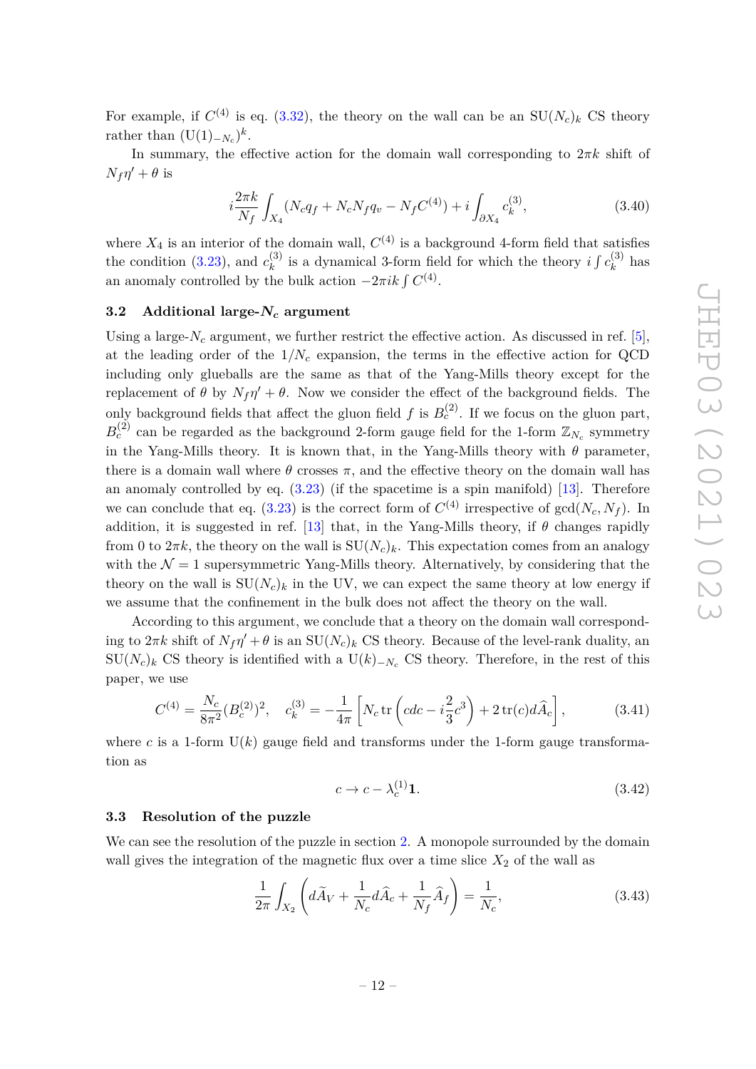For example, if $C^{(4)}$ is eq. (3.32), the theory on the wall can be an $\mathrm{SU}(N_c)_k$ CS theory rather than $(\mathrm{U}(1)_{-N_c})^k$.

In summary, the effective action for the domain wall corresponding to $2\pi k$ shift of $N_f\eta' + \theta$ is

$$i\frac{2\pi k}{N_f}\int_{X_4}(N_c q_f + N_c N_f q_v - N_f C^{(4)}) + i\int_{\partial X_4} c_k^{(3)}, \tag{3.40}$$

where $X_4$ is an interior of the domain wall, $C^{(4)}$ is a background 4-form field that satisfies the condition (3.23), and $c_k^{(3)}$ is a dynamical 3-form field for which the theory $i\int c_k^{(3)}$ has an anomaly controlled by the bulk action $-2\pi i k\int C^{(4)}$.

### 3.2 Additional large-$N_c$ argument

Using a large-$N_c$ argument, we further restrict the effective action. As discussed in ref. [5], at the leading order of the $1/N_c$ expansion, the terms in the effective action for QCD including only glueballs are the same as that of the Yang-Mills theory except for the replacement of $\theta$ by $N_f\eta' + \theta$. Now we consider the effect of the background fields. The only background fields that affect the gluon field $f$ is $B_c^{(2)}$. If we focus on the gluon part, $B_c^{(2)}$ can be regarded as the background 2-form gauge field for the 1-form $\mathbb{Z}_{N_c}$ symmetry in the Yang-Mills theory. It is known that, in the Yang-Mills theory with $\theta$ parameter, there is a domain wall where $\theta$ crosses $\pi$, and the effective theory on the domain wall has an anomaly controlled by eq. (3.23) (if the spacetime is a spin manifold) [13]. Therefore we can conclude that eq. (3.23) is the correct form of $C^{(4)}$ irrespective of $\gcd(N_c, N_f)$. In addition, it is suggested in ref. [13] that, in the Yang-Mills theory, if $\theta$ changes rapidly from 0 to $2\pi k$, the theory on the wall is $\mathrm{SU}(N_c)_k$. This expectation comes from an analogy with the $\mathcal{N}=1$ supersymmetric Yang-Mills theory. Alternatively, by considering that the theory on the wall is $\mathrm{SU}(N_c)_k$ in the UV, we can expect the same theory at low energy if we assume that the confinement in the bulk does not affect the theory on the wall.

According to this argument, we conclude that a theory on the domain wall corresponding to $2\pi k$ shift of $N_f\eta' + \theta$ is an $\mathrm{SU}(N_c)_k$ CS theory. Because of the level-rank duality, an $\mathrm{SU}(N_c)_k$ CS theory is identified with a $\mathrm{U}(k)_{-N_c}$ CS theory. Therefore, in the rest of this paper, we use

$$C^{(4)} = \frac{N_c}{8\pi^2}(B_c^{(2)})^2, \quad c_k^{(3)} = -\frac{1}{4\pi}\left[N_c \operatorname{tr}\left(cdc - i\frac{2}{3}c^3\right) + 2\operatorname{tr}(c)d\widehat{A}_c\right], \tag{3.41}$$

where $c$ is a 1-form $\mathrm{U}(k)$ gauge field and transforms under the 1-form gauge transformation as

$$c \to c - \lambda_c^{(1)}\mathbf{1}. \tag{3.42}$$

### 3.3 Resolution of the puzzle

We can see the resolution of the puzzle in section 2. A monopole surrounded by the domain wall gives the integration of the magnetic flux over a time slice $X_2$ of the wall as

$$\frac{1}{2\pi}\int_{X_2}\left(d\widetilde{A}_V + \frac{1}{N_c}d\widehat{A}_c + \frac{1}{N_f}\widehat{A}_f\right) = \frac{1}{N_c}, \tag{3.43}$$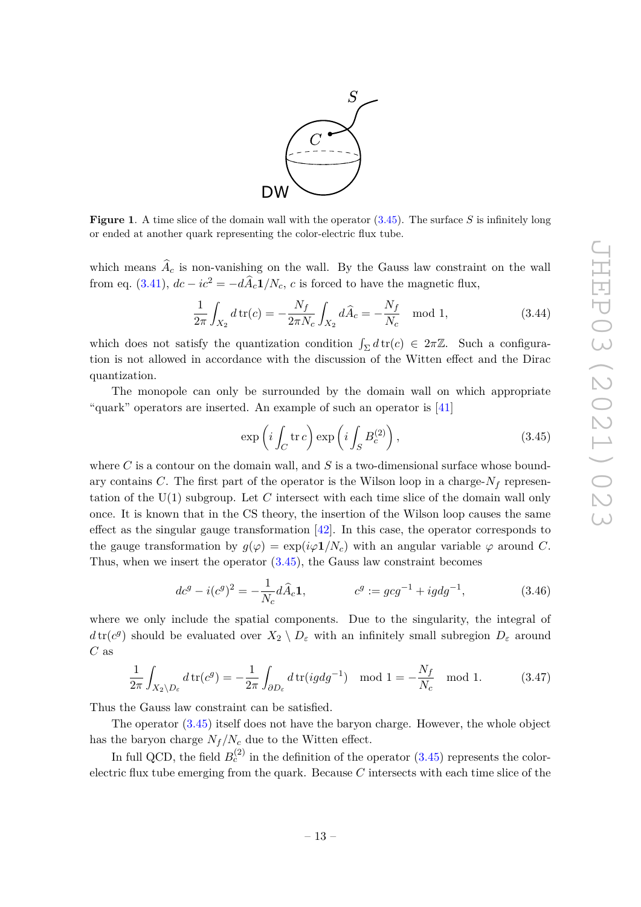**Figure 1**. A time slice of the domain wall with the operator (3.45). The surface $S$ is infinitely long or ended at another quark representing the color-electric flux tube.

which means $\widehat{A}_c$ is non-vanishing on the wall. By the Gauss law constraint on the wall from eq. (3.41), $dc - ic^2 = -d\widehat{A}_c \mathbf{1}/N_c$, $c$ is forced to have the magnetic flux,

$$\frac{1}{2\pi}\int_{X_2} d\,\mathrm{tr}(c) = -\frac{N_f}{2\pi N_c}\int_{X_2} d\widehat{A}_c = -\frac{N_f}{N_c} \mod 1, \tag{3.44}$$

which does not satisfy the quantization condition $\int_\Sigma d\,\mathrm{tr}(c) \in 2\pi\mathbb{Z}$. Such a configuration is not allowed in accordance with the discussion of the Witten effect and the Dirac quantization.

The monopole can only be surrounded by the domain wall on which appropriate "quark" operators are inserted. An example of such an operator is [41]

$$\exp\left(i\int_C \mathrm{tr}\, c\right)\exp\left(i\int_S B_c^{(2)}\right), \tag{3.45}$$

where $C$ is a contour on the domain wall, and $S$ is a two-dimensional surface whose boundary contains $C$. The first part of the operator is the Wilson loop in a charge-$N_f$ representation of the U(1) subgroup. Let $C$ intersect with each time slice of the domain wall only once. It is known that in the CS theory, the insertion of the Wilson loop causes the same effect as the singular gauge transformation [42]. In this case, the operator corresponds to the gauge transformation by $g(\varphi) = \exp(i\varphi\mathbf{1}/N_c)$ with an angular variable $\varphi$ around $C$. Thus, when we insert the operator (3.45), the Gauss law constraint becomes

$$dc^g - i(c^g)^2 = -\frac{1}{N_c}d\widehat{A}_c\mathbf{1}, \qquad c^g := gcg^{-1} + igdg^{-1}, \tag{3.46}$$

where we only include the spatial components. Due to the singularity, the integral of $d\,\mathrm{tr}(c^g)$ should be evaluated over $X_2 \setminus D_\varepsilon$ with an infinitely small subregion $D_\varepsilon$ around $C$ as

$$\frac{1}{2\pi}\int_{X_2\setminus D_\varepsilon} d\,\mathrm{tr}(c^g) = -\frac{1}{2\pi}\int_{\partial D_\varepsilon} d\,\mathrm{tr}(igdg^{-1}) \mod 1 = -\frac{N_f}{N_c} \mod 1. \tag{3.47}$$

Thus the Gauss law constraint can be satisfied.

The operator (3.45) itself does not have the baryon charge. However, the whole object has the baryon charge $N_f/N_c$ due to the Witten effect.

In full QCD, the field $B_c^{(2)}$ in the definition of the operator (3.45) represents the color-electric flux tube emerging from the quark. Because $C$ intersects with each time slice of the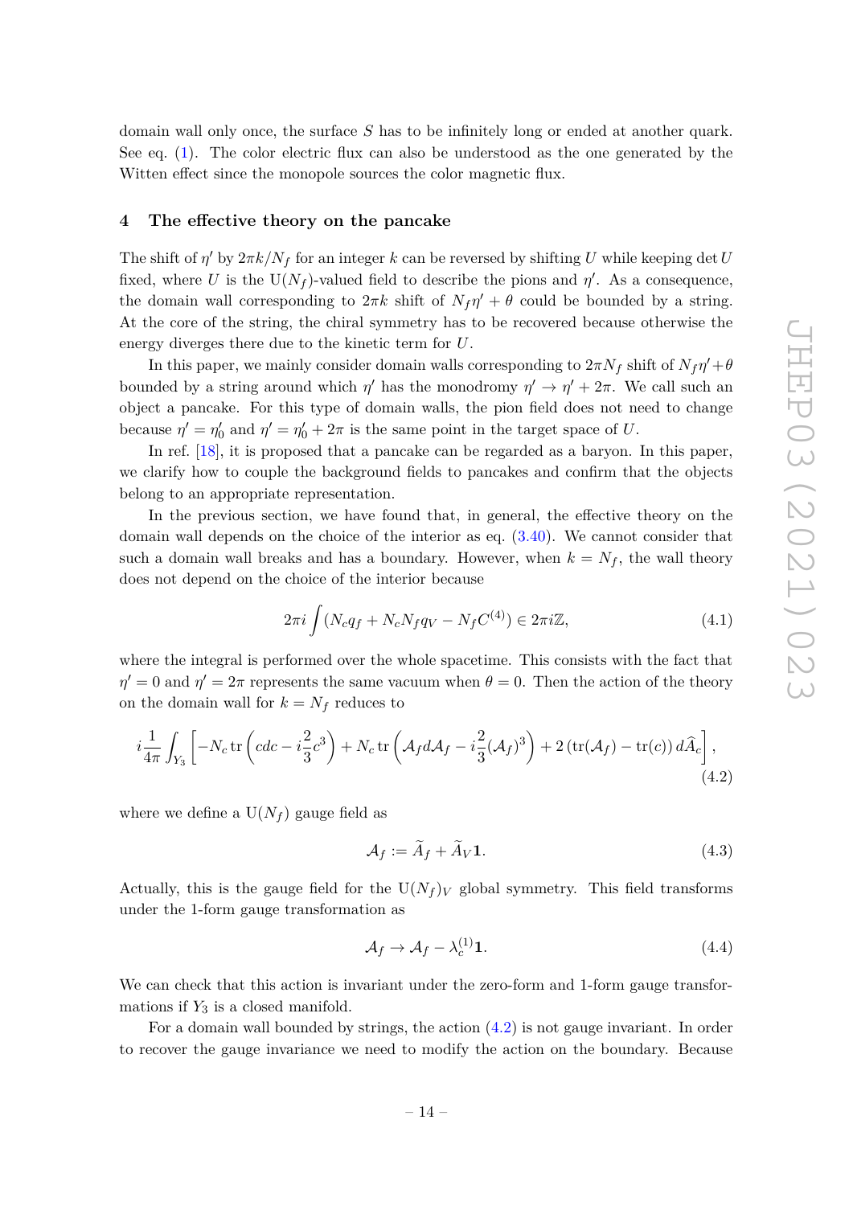domain wall only once, the surface $S$ has to be infinitely long or ended at another quark. See eq. (1). The color electric flux can also be understood as the one generated by the Witten effect since the monopole sources the color magnetic flux.

## 4 The effective theory on the pancake

The shift of $\eta'$ by $2\pi k/N_f$ for an integer $k$ can be reversed by shifting $U$ while keeping $\det U$ fixed, where $U$ is the $\mathrm{U}(N_f)$-valued field to describe the pions and $\eta'$. As a consequence, the domain wall corresponding to $2\pi k$ shift of $N_f\eta' + \theta$ could be bounded by a string. At the core of the string, the chiral symmetry has to be recovered because otherwise the energy diverges there due to the kinetic term for $U$.

In this paper, we mainly consider domain walls corresponding to $2\pi N_f$ shift of $N_f\eta'+\theta$ bounded by a string around which $\eta'$ has the monodromy $\eta' \to \eta' + 2\pi$. We call such an object a pancake. For this type of domain walls, the pion field does not need to change because $\eta' = \eta'_0$ and $\eta' = \eta'_0 + 2\pi$ is the same point in the target space of $U$.

In ref. [18], it is proposed that a pancake can be regarded as a baryon. In this paper, we clarify how to couple the background fields to pancakes and confirm that the objects belong to an appropriate representation.

In the previous section, we have found that, in general, the effective theory on the domain wall depends on the choice of the interior as eq. (3.40). We cannot consider that such a domain wall breaks and has a boundary. However, when $k = N_f$, the wall theory does not depend on the choice of the interior because

$$2\pi i \int (N_c q_f + N_c N_f q_V - N_f C^{(4)}) \in 2\pi i \mathbb{Z}, \tag{4.1}$$

where the integral is performed over the whole spacetime. This consists with the fact that $\eta' = 0$ and $\eta' = 2\pi$ represents the same vacuum when $\theta = 0$. Then the action of the theory on the domain wall for $k = N_f$ reduces to

$$i\frac{1}{4\pi}\int_{Y_3}\left[-N_c \,\mathrm{tr}\left(cdc - i\frac{2}{3}c^3\right) + N_c \,\mathrm{tr}\left(\mathcal{A}_f d\mathcal{A}_f - i\frac{2}{3}(\mathcal{A}_f)^3\right) + 2\left(\mathrm{tr}(\mathcal{A}_f) - \mathrm{tr}(c)\right)d\widehat{A}_c\right], \tag{4.2}$$

where we define a $\mathrm{U}(N_f)$ gauge field as

$$\mathcal{A}_f := \widetilde{A}_f + \widetilde{A}_V \mathbf{1}. \tag{4.3}$$

Actually, this is the gauge field for the $\mathrm{U}(N_f)_V$ global symmetry. This field transforms under the 1-form gauge transformation as

$$\mathcal{A}_f \to \mathcal{A}_f - \lambda_c^{(1)}\mathbf{1}. \tag{4.4}$$

We can check that this action is invariant under the zero-form and 1-form gauge transformations if $Y_3$ is a closed manifold.

For a domain wall bounded by strings, the action (4.2) is not gauge invariant. In order to recover the gauge invariance we need to modify the action on the boundary. Because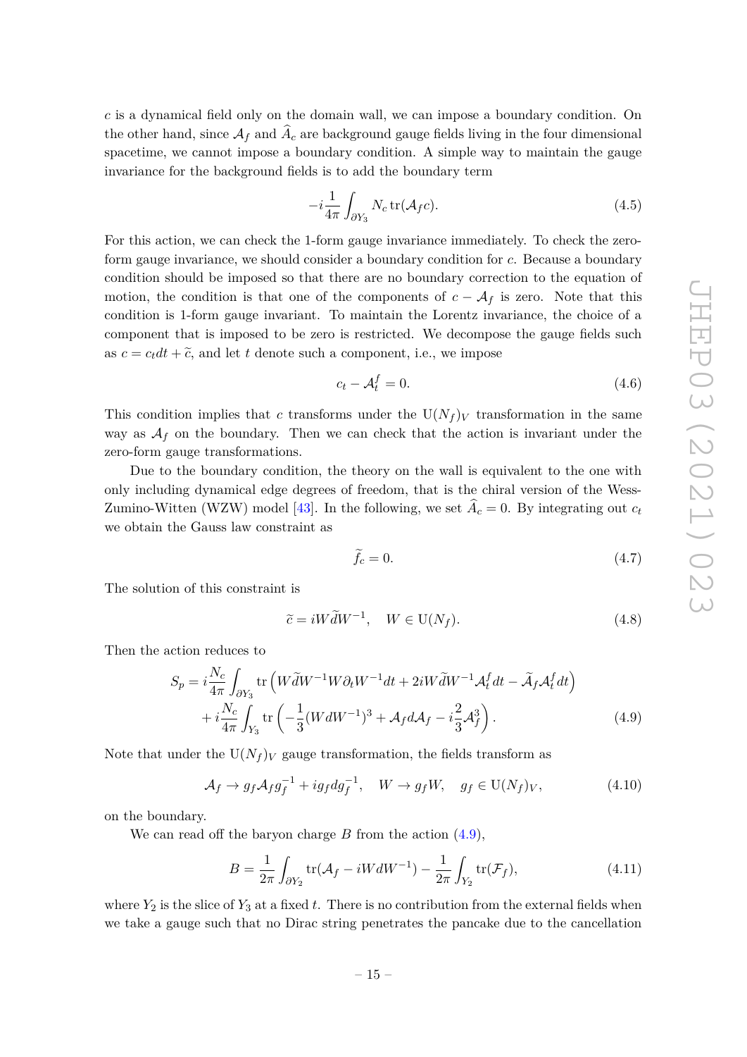$c$ is a dynamical field only on the domain wall, we can impose a boundary condition. On the other hand, since $\mathcal{A}_f$ and $\widehat{A}_c$ are background gauge fields living in the four dimensional spacetime, we cannot impose a boundary condition. A simple way to maintain the gauge invariance for the background fields is to add the boundary term

$$-i\frac{1}{4\pi}\int_{\partial Y_3} N_c \,\mathrm{tr}(\mathcal{A}_f c). \tag{4.5}$$

For this action, we can check the 1-form gauge invariance immediately. To check the zero-form gauge invariance, we should consider a boundary condition for $c$. Because a boundary condition should be imposed so that there are no boundary correction to the equation of motion, the condition is that one of the components of $c - \mathcal{A}_f$ is zero. Note that this condition is 1-form gauge invariant. To maintain the Lorentz invariance, the choice of a component that is imposed to be zero is restricted. We decompose the gauge fields such as $c = c_t dt + \widetilde{c}$, and let $t$ denote such a component, i.e., we impose

$$c_t - \mathcal{A}_t^f = 0. \tag{4.6}$$

This condition implies that $c$ transforms under the $\mathrm{U}(N_f)_V$ transformation in the same way as $\mathcal{A}_f$ on the boundary. Then we can check that the action is invariant under the zero-form gauge transformations.

Due to the boundary condition, the theory on the wall is equivalent to the one with only including dynamical edge degrees of freedom, that is the chiral version of the Wess-Zumino-Witten (WZW) model [43]. In the following, we set $\widehat{A}_c = 0$. By integrating out $c_t$ we obtain the Gauss law constraint as

$$\widetilde{f}_c = 0. \tag{4.7}$$

The solution of this constraint is

$$\widetilde{c} = iW\widetilde{d}W^{-1}, \quad W \in \mathrm{U}(N_f). \tag{4.8}$$

Then the action reduces to

$$\begin{aligned} S_p = {} & i\frac{N_c}{4\pi}\int_{\partial Y_3} \mathrm{tr}\left(W\widetilde{d}W^{-1}W\partial_t W^{-1}dt + 2iW\widetilde{d}W^{-1}\mathcal{A}_t^f dt - \widetilde{\mathcal{A}}_f \mathcal{A}_t^f dt\right) \\ & + i\frac{N_c}{4\pi}\int_{Y_3} \mathrm{tr}\left(-\frac{1}{3}(WdW^{-1})^3 + \mathcal{A}_f d\mathcal{A}_f - i\frac{2}{3}\mathcal{A}_f^3\right). \end{aligned} \tag{4.9}$$

Note that under the $\mathrm{U}(N_f)_V$ gauge transformation, the fields transform as

$$\mathcal{A}_f \to g_f \mathcal{A}_f g_f^{-1} + ig_f dg_f^{-1}, \quad W \to g_f W, \quad g_f \in \mathrm{U}(N_f)_V, \tag{4.10}$$

on the boundary.

We can read off the baryon charge $B$ from the action (4.9),

$$B = \frac{1}{2\pi}\int_{\partial Y_2} \mathrm{tr}(\mathcal{A}_f - iWdW^{-1}) - \frac{1}{2\pi}\int_{Y_2} \mathrm{tr}(\mathcal{F}_f), \tag{4.11}$$

where $Y_2$ is the slice of $Y_3$ at a fixed $t$. There is no contribution from the external fields when we take a gauge such that no Dirac string penetrates the pancake due to the cancellation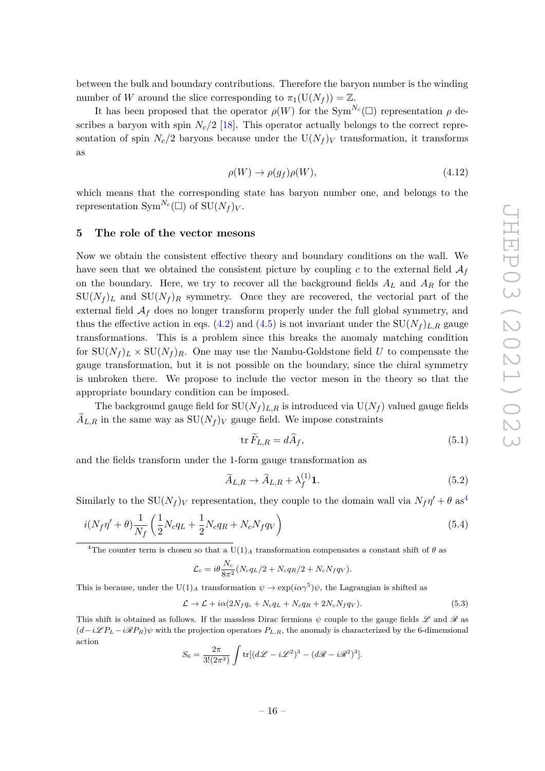between the bulk and boundary contributions. Therefore the baryon number is the winding number of $W$ around the slice corresponding to $\pi_1(\mathrm{U}(N_f)) = \mathbb{Z}$.

It has been proposed that the operator $\rho(W)$ for the $\mathrm{Sym}^{N_c}(\square)$ representation $\rho$ describes a baryon with spin $N_c/2$ [18]. This operator actually belongs to the correct representation of spin $N_c/2$ baryons because under the $\mathrm{U}(N_f)_V$ transformation, it transforms as

$$\rho(W) \to \rho(g_f)\rho(W), \tag{4.12}$$

which means that the corresponding state has baryon number one, and belongs to the representation $\mathrm{Sym}^{N_c}(\square)$ of $\mathrm{SU}(N_f)_V$.

## 5 The role of the vector mesons

Now we obtain the consistent effective theory and boundary conditions on the wall. We have seen that we obtained the consistent picture by coupling $c$ to the external field $\mathcal{A}_f$ on the boundary. Here, we try to recover all the background fields $A_L$ and $A_R$ for the $\mathrm{SU}(N_f)_L$ and $\mathrm{SU}(N_f)_R$ symmetry. Once they are recovered, the vectorial part of the external field $\mathcal{A}_f$ does no longer transform properly under the full global symmetry, and thus the effective action in eqs. (4.2) and (4.5) is not invariant under the $\mathrm{SU}(N_f)_{L,R}$ gauge transformations. This is a problem since this breaks the anomaly matching condition for $\mathrm{SU}(N_f)_L \times \mathrm{SU}(N_f)_R$. One may use the Nambu-Goldstone field $U$ to compensate the gauge transformation, but it is not possible on the boundary, since the chiral symmetry is unbroken there. We propose to include the vector meson in the theory so that the appropriate boundary condition can be imposed.

The background gauge field for $\mathrm{SU}(N_f)_{L,R}$ is introduced via $\mathrm{U}(N_f)$ valued gauge fields $\widetilde{A}_{L,R}$ in the same way as $\mathrm{SU}(N_f)_V$ gauge field. We impose constraints

$$\mathrm{tr}\, \widetilde{F}_{L,R} = d\widehat{A}_f, \tag{5.1}$$

and the fields transform under the 1-form gauge transformation as

$$\widetilde{A}_{L,R} \to \widetilde{A}_{L,R} + \lambda_f^{(1)}\mathbf{1}. \tag{5.2}$$

Similarly to the $\mathrm{SU}(N_f)_V$ representation, they couple to the domain wall via $N_f\eta' + \theta$ as[4]

$$i(N_f\eta' + \theta)\frac{1}{N_f}\left(\frac{1}{2}N_c q_L + \frac{1}{2}N_c q_R + N_c N_f q_V\right) \tag{5.4}$$

[4]The counter term is chosen so that a $\mathrm{U}(1)_A$ transformation compensates a constant shift of $\theta$ as

$$\mathcal{L}_c = i\theta\frac{N_c}{8\pi^2}(N_c q_L/2 + N_c q_R/2 + N_c N_f q_V).$$

This is because, under the $\mathrm{U}(1)_A$ transformation $\psi \to \exp(i\alpha\gamma^5)\psi$, the Lagrangian is shifted as

$$\mathcal{L} \to \mathcal{L} + i\alpha(2N_f q_c + N_c q_L + N_c q_R + 2N_c N_f q_V). \tag{5.3}$$

This shift is obtained as follows. If the massless Dirac fermions $\psi$ couple to the gauge fields $\mathscr{L}$ and $\mathscr{R}$ as $(d - i\mathscr{L}P_L - i\mathscr{R}P_R)\psi$ with the projection operators $P_{L,R}$, the anomaly is characterized by the 6-dimensional action

$$S_6 = \frac{2\pi}{3!(2\pi^3)}\int \mathrm{tr}[(d\mathscr{L} - i\mathscr{L}^2)^3 - (d\mathscr{R} - i\mathscr{R}^2)^3].$$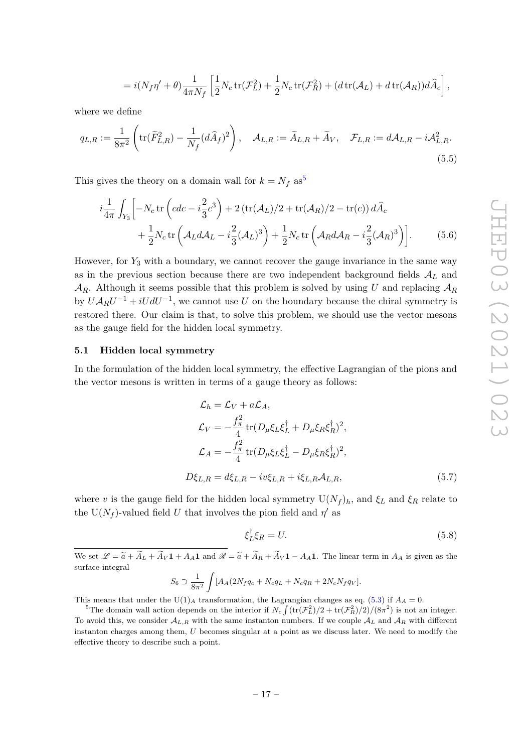$$= i(N_f\eta' + \theta)\frac{1}{4\pi N_f}\left[\frac{1}{2}N_c\,\mathrm{tr}(\mathcal{F}_L^2) + \frac{1}{2}N_c\,\mathrm{tr}(\mathcal{F}_R^2) + (d\,\mathrm{tr}(\mathcal{A}_L) + d\,\mathrm{tr}(\mathcal{A}_R))d\widehat{A}_c\right],$$

where we define

$$q_{L,R} := \frac{1}{8\pi^2}\left(\mathrm{tr}(\widetilde{F}_{L,R}^2) - \frac{1}{N_f}(d\widehat{A}_f)^2\right), \quad \mathcal{A}_{L,R} := \widetilde{A}_{L,R} + \widetilde{A}_V, \quad \mathcal{F}_{L,R} := d\mathcal{A}_{L,R} - i\mathcal{A}_{L,R}^2. \tag{5.5}$$

This gives the theory on a domain wall for $k = N_f$ as[5]

$$i\frac{1}{4\pi}\int_{Y_3}\left[-N_c\,\mathrm{tr}\left(cdc - i\frac{2}{3}c^3\right) + 2\left(\mathrm{tr}(\mathcal{A}_L)/2 + \mathrm{tr}(\mathcal{A}_R)/2 - \mathrm{tr}(c)\right)d\widehat{A}_c \right.$$
$$\left. + \frac{1}{2}N_c\,\mathrm{tr}\left(\mathcal{A}_L d\mathcal{A}_L - i\frac{2}{3}(\mathcal{A}_L)^3\right) + \frac{1}{2}N_c\,\mathrm{tr}\left(\mathcal{A}_R d\mathcal{A}_R - i\frac{2}{3}(\mathcal{A}_R)^3\right)\right]. \tag{5.6}$$

However, for $Y_3$ with a boundary, we cannot recover the gauge invariance in the same way as in the previous section because there are two independent background fields $\mathcal{A}_L$ and $\mathcal{A}_R$. Although it seems possible that this problem is solved by using $U$ and replacing $\mathcal{A}_R$ by $U\mathcal{A}_R U^{-1} + iUdU^{-1}$, we cannot use $U$ on the boundary because the chiral symmetry is restored there. Our claim is that, to solve this problem, we should use the vector mesons as the gauge field for the hidden local symmetry.

## 5.1 Hidden local symmetry

In the formulation of the hidden local symmetry, the effective Lagrangian of the pions and the vector mesons is written in terms of a gauge theory as follows:

$$\begin{aligned}
\mathcal{L}_h &= \mathcal{L}_V + a\mathcal{L}_A, \\
\mathcal{L}_V &= -\frac{f_\pi^2}{4}\,\mathrm{tr}(D_\mu\xi_L\xi_L^\dagger + D_\mu\xi_R\xi_R^\dagger)^2, \\
\mathcal{L}_A &= -\frac{f_\pi^2}{4}\,\mathrm{tr}(D_\mu\xi_L\xi_L^\dagger - D_\mu\xi_R\xi_R^\dagger)^2, \\
D\xi_{L,R} &= d\xi_{L,R} - iv\xi_{L,R} + i\xi_{L,R}\mathcal{A}_{L,R},
\end{aligned} \tag{5.7}$$

where $v$ is the gauge field for the hidden local symmetry $\mathrm{U}(N_f)_h$, and $\xi_L$ and $\xi_R$ relate to the $\mathrm{U}(N_f)$-valued field $U$ that involves the pion field and $\eta'$ as

$$\xi_L^\dagger\xi_R = U. \tag{5.8}$$

---

We set $\mathscr{L} = \widetilde{a} + \widetilde{A}_L + \widetilde{A}_V\mathbf{1} + A_A\mathbf{1}$ and $\mathscr{R} = \widetilde{a} + \widetilde{A}_R + \widetilde{A}_V\mathbf{1} - A_A\mathbf{1}$. The linear term in $A_A$ is given as the surface integral

$$S_6 \supset \frac{1}{8\pi^2}\int[A_A(2N_f q_c + N_c q_L + N_c q_R + 2N_c N_f q_V].$$

This means that under the $\mathrm{U}(1)_A$ transformation, the Lagrangian changes as eq. (5.3) if $A_A = 0$.

[5] The domain wall action depends on the interior if $N_c\int(\mathrm{tr}(\mathcal{F}_L^2)/2 + \mathrm{tr}(\mathcal{F}_R^2)/2)/(8\pi^2)$ is not an integer. To avoid this, we consider $\mathcal{A}_{L,R}$ with the same instanton numbers. If we couple $\mathcal{A}_L$ and $\mathcal{A}_R$ with different instanton charges among them, $U$ becomes singular at a point as we discuss later. We need to modify the effective theory to describe such a point.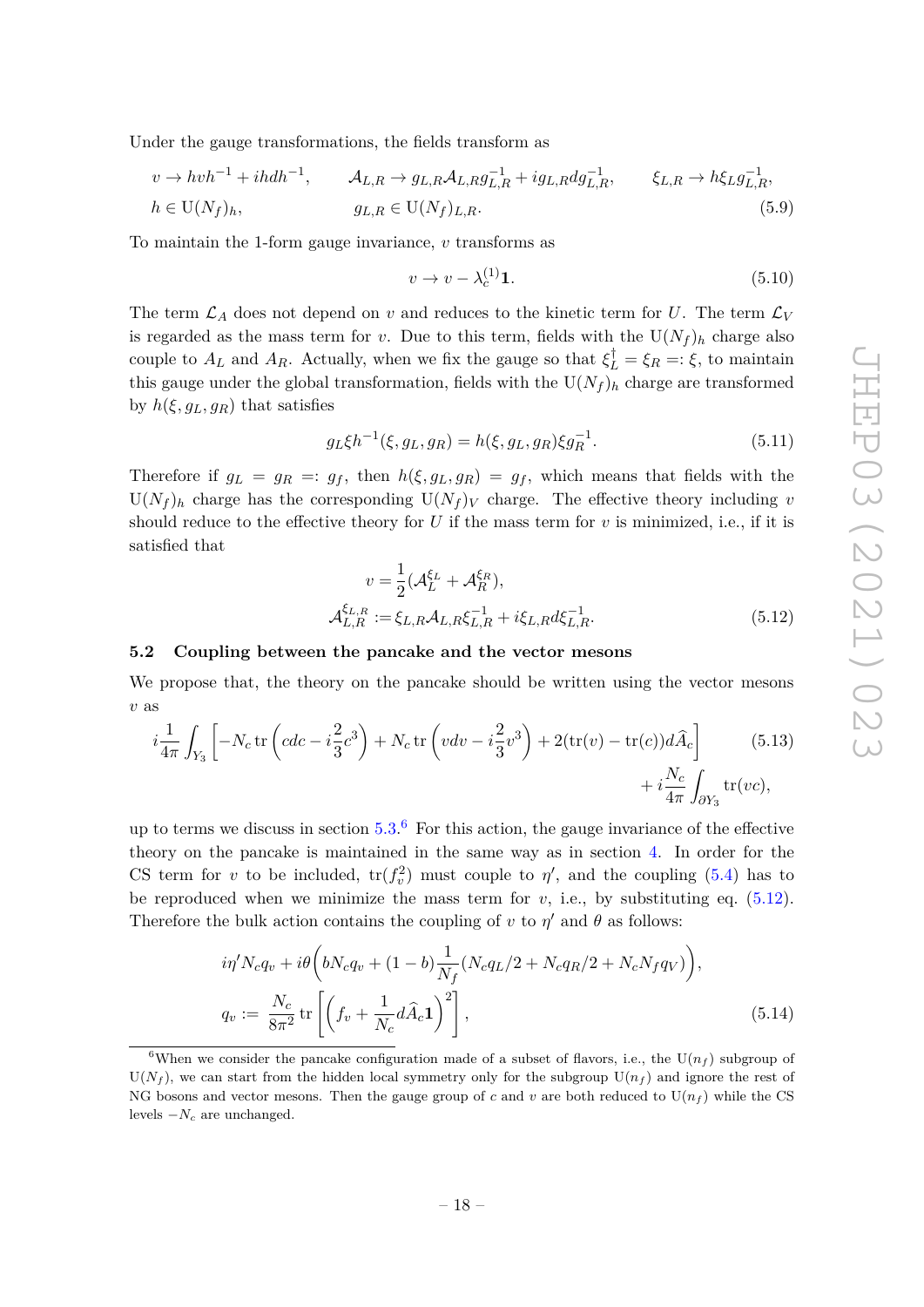Under the gauge transformations, the fields transform as

$$
\begin{aligned}
&v \to h v h^{-1} + i h d h^{-1}, \qquad \mathcal{A}_{L,R} \to g_{L,R} \mathcal{A}_{L,R} g_{L,R}^{-1} + i g_{L,R} d g_{L,R}^{-1}, \qquad \xi_{L,R} \to h \xi_L g_{L,R}^{-1}, \\
&h \in \mathrm{U}(N_f)_h, \qquad\qquad\qquad g_{L,R} \in \mathrm{U}(N_f)_{L,R}.
\end{aligned} \tag{5.9}
$$

To maintain the 1-form gauge invariance, $v$ transforms as

$$
v \to v - \lambda_c^{(1)} \mathbf{1}. \tag{5.10}
$$

The term $\mathcal{L}_A$ does not depend on $v$ and reduces to the kinetic term for $U$. The term $\mathcal{L}_V$ is regarded as the mass term for $v$. Due to this term, fields with the $\mathrm{U}(N_f)_h$ charge also couple to $A_L$ and $A_R$. Actually, when we fix the gauge so that $\xi_L^\dagger = \xi_R =: \xi$, to maintain this gauge under the global transformation, fields with the $\mathrm{U}(N_f)_h$ charge are transformed by $h(\xi, g_L, g_R)$ that satisfies

$$
g_L \xi h^{-1}(\xi, g_L, g_R) = h(\xi, g_L, g_R) \xi g_R^{-1}. \tag{5.11}
$$

Therefore if $g_L = g_R =: g_f$, then $h(\xi, g_L, g_R) = g_f$, which means that fields with the $\mathrm{U}(N_f)_h$ charge has the corresponding $\mathrm{U}(N_f)_V$ charge. The effective theory including $v$ should reduce to the effective theory for $U$ if the mass term for $v$ is minimized, i.e., if it is satisfied that

$$
\begin{aligned}
v &= \frac{1}{2}(\mathcal{A}_L^{\xi_L} + \mathcal{A}_R^{\xi_R}), \\
\mathcal{A}_{L,R}^{\xi_{L,R}} &:= \xi_{L,R} \mathcal{A}_{L,R} \xi_{L,R}^{-1} + i \xi_{L,R} d \xi_{L,R}^{-1}.
\end{aligned} \tag{5.12}
$$

## 5.2 Coupling between the pancake and the vector mesons

We propose that, the theory on the pancake should be written using the vector mesons $v$ as

$$
\begin{aligned}
i\frac{1}{4\pi} \int_{Y_3} \left[ -N_c \,\mathrm{tr}\left( c dc - i\frac{2}{3} c^3 \right) + N_c \,\mathrm{tr}\left( v dv - i\frac{2}{3} v^3 \right) + 2(\mathrm{tr}(v) - \mathrm{tr}(c)) d\widehat{A}_c \right] \\
+ i\frac{N_c}{4\pi} \int_{\partial Y_3} \mathrm{tr}(vc),
\end{aligned} \tag{5.13}
$$

up to terms we discuss in section 5.3.[6] For this action, the gauge invariance of the effective theory on the pancake is maintained in the same way as in section 4. In order for the CS term for $v$ to be included, $\mathrm{tr}(f_v^2)$ must couple to $\eta'$, and the coupling (5.4) has to be reproduced when we minimize the mass term for $v$, i.e., by substituting eq. (5.12). Therefore the bulk action contains the coupling of $v$ to $\eta'$ and $\theta$ as follows:

$$
\begin{aligned}
& i\eta' N_c q_v + i\theta \bigg( b N_c q_v + (1-b) \frac{1}{N_f} (N_c q_L/2 + N_c q_R/2 + N_c N_f q_V) \bigg), \\
& q_v := \frac{N_c}{8\pi^2} \,\mathrm{tr}\left[ \left( f_v + \frac{1}{N_c} d\widehat{A}_c \mathbf{1} \right)^2 \right],
\end{aligned} \tag{5.14}
$$

[6] When we consider the pancake configuration made of a subset of flavors, i.e., the $\mathrm{U}(n_f)$ subgroup of $\mathrm{U}(N_f)$, we can start from the hidden local symmetry only for the subgroup $\mathrm{U}(n_f)$ and ignore the rest of NG bosons and vector mesons. Then the gauge group of $c$ and $v$ are both reduced to $\mathrm{U}(n_f)$ while the CS levels $-N_c$ are unchanged.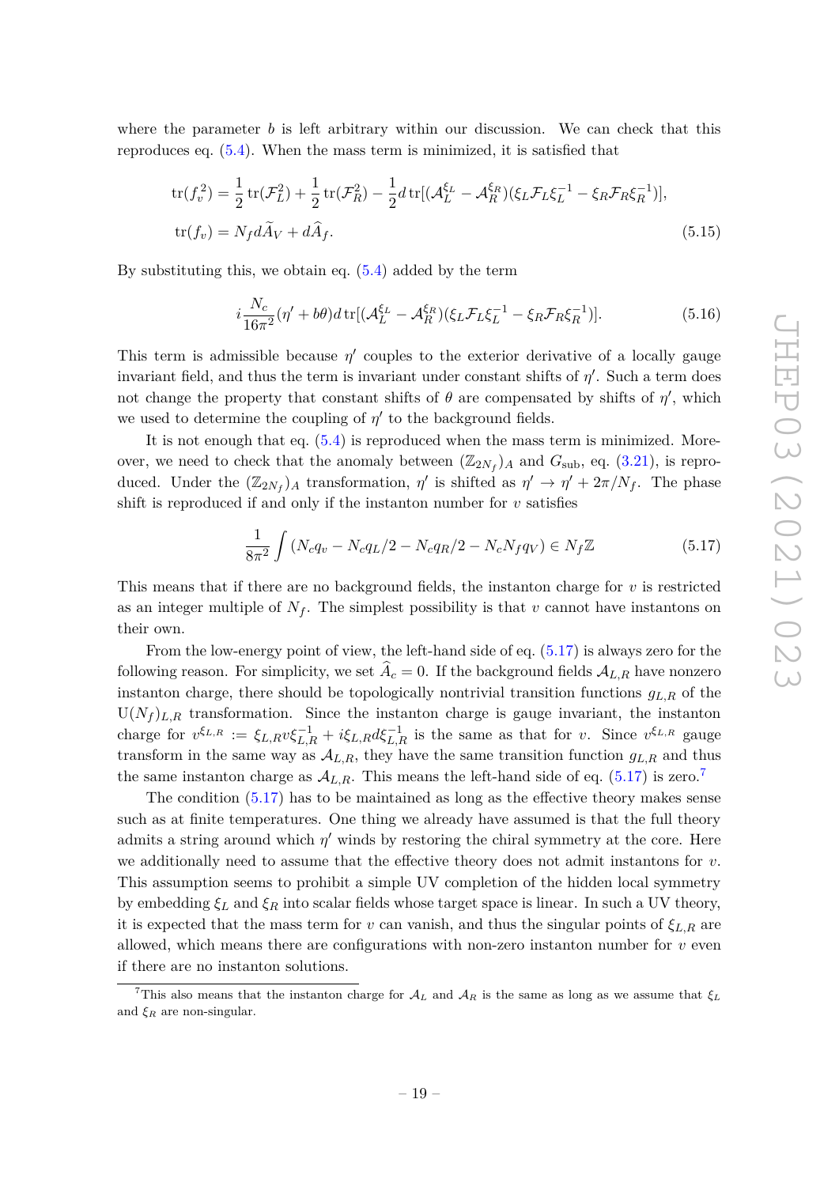where the parameter $b$ is left arbitrary within our discussion. We can check that this reproduces eq. (5.4). When the mass term is minimized, it is satisfied that

$$\begin{aligned}
\operatorname{tr}(f_v^2) &= \frac{1}{2}\operatorname{tr}(\mathcal{F}_L^2) + \frac{1}{2}\operatorname{tr}(\mathcal{F}_R^2) - \frac{1}{2}d\operatorname{tr}[(\mathcal{A}_L^{\xi_L} - \mathcal{A}_R^{\xi_R})(\xi_L\mathcal{F}_L\xi_L^{-1} - \xi_R\mathcal{F}_R\xi_R^{-1})], \\
\operatorname{tr}(f_v) &= N_f d\widetilde{A}_V + d\widehat{A}_f.
\end{aligned} \tag{5.15}$$

By substituting this, we obtain eq. (5.4) added by the term

$$i\frac{N_c}{16\pi^2}(\eta' + b\theta)d\operatorname{tr}[(\mathcal{A}_L^{\xi_L} - \mathcal{A}_R^{\xi_R})(\xi_L\mathcal{F}_L\xi_L^{-1} - \xi_R\mathcal{F}_R\xi_R^{-1})]. \tag{5.16}$$

This term is admissible because $\eta'$ couples to the exterior derivative of a locally gauge invariant field, and thus the term is invariant under constant shifts of $\eta'$. Such a term does not change the property that constant shifts of $\theta$ are compensated by shifts of $\eta'$, which we used to determine the coupling of $\eta'$ to the background fields.

It is not enough that eq. (5.4) is reproduced when the mass term is minimized. Moreover, we need to check that the anomaly between $(\mathbb{Z}_{2N_f})_A$ and $G_{\text{sub}}$, eq. (3.21), is reproduced. Under the $(\mathbb{Z}_{2N_f})_A$ transformation, $\eta'$ is shifted as $\eta' \to \eta' + 2\pi/N_f$. The phase shift is reproduced if and only if the instanton number for $v$ satisfies

$$\frac{1}{8\pi^2}\int (N_c q_v - N_c q_L/2 - N_c q_R/2 - N_c N_f q_V) \in N_f\mathbb{Z} \tag{5.17}$$

This means that if there are no background fields, the instanton charge for $v$ is restricted as an integer multiple of $N_f$. The simplest possibility is that $v$ cannot have instantons on their own.

From the low-energy point of view, the left-hand side of eq. (5.17) is always zero for the following reason. For simplicity, we set $\widehat{A}_c = 0$. If the background fields $\mathcal{A}_{L,R}$ have nonzero instanton charge, there should be topologically nontrivial transition functions $g_{L,R}$ of the $\mathrm{U}(N_f)_{L,R}$ transformation. Since the instanton charge is gauge invariant, the instanton charge for $v^{\xi_{L,R}} := \xi_{L,R}v\xi_{L,R}^{-1} + i\xi_{L,R}d\xi_{L,R}^{-1}$ is the same as that for $v$. Since $v^{\xi_{L,R}}$ gauge transform in the same way as $\mathcal{A}_{L,R}$, they have the same transition function $g_{L,R}$ and thus the same instanton charge as $\mathcal{A}_{L,R}$. This means the left-hand side of eq. (5.17) is zero.[7]

The condition (5.17) has to be maintained as long as the effective theory makes sense such as at finite temperatures. One thing we already have assumed is that the full theory admits a string around which $\eta'$ winds by restoring the chiral symmetry at the core. Here we additionally need to assume that the effective theory does not admit instantons for $v$. This assumption seems to prohibit a simple UV completion of the hidden local symmetry by embedding $\xi_L$ and $\xi_R$ into scalar fields whose target space is linear. In such a UV theory, it is expected that the mass term for $v$ can vanish, and thus the singular points of $\xi_{L,R}$ are allowed, which means there are configurations with non-zero instanton number for $v$ even if there are no instanton solutions.

[7] This also means that the instanton charge for $\mathcal{A}_L$ and $\mathcal{A}_R$ is the same as long as we assume that $\xi_L$ and $\xi_R$ are non-singular.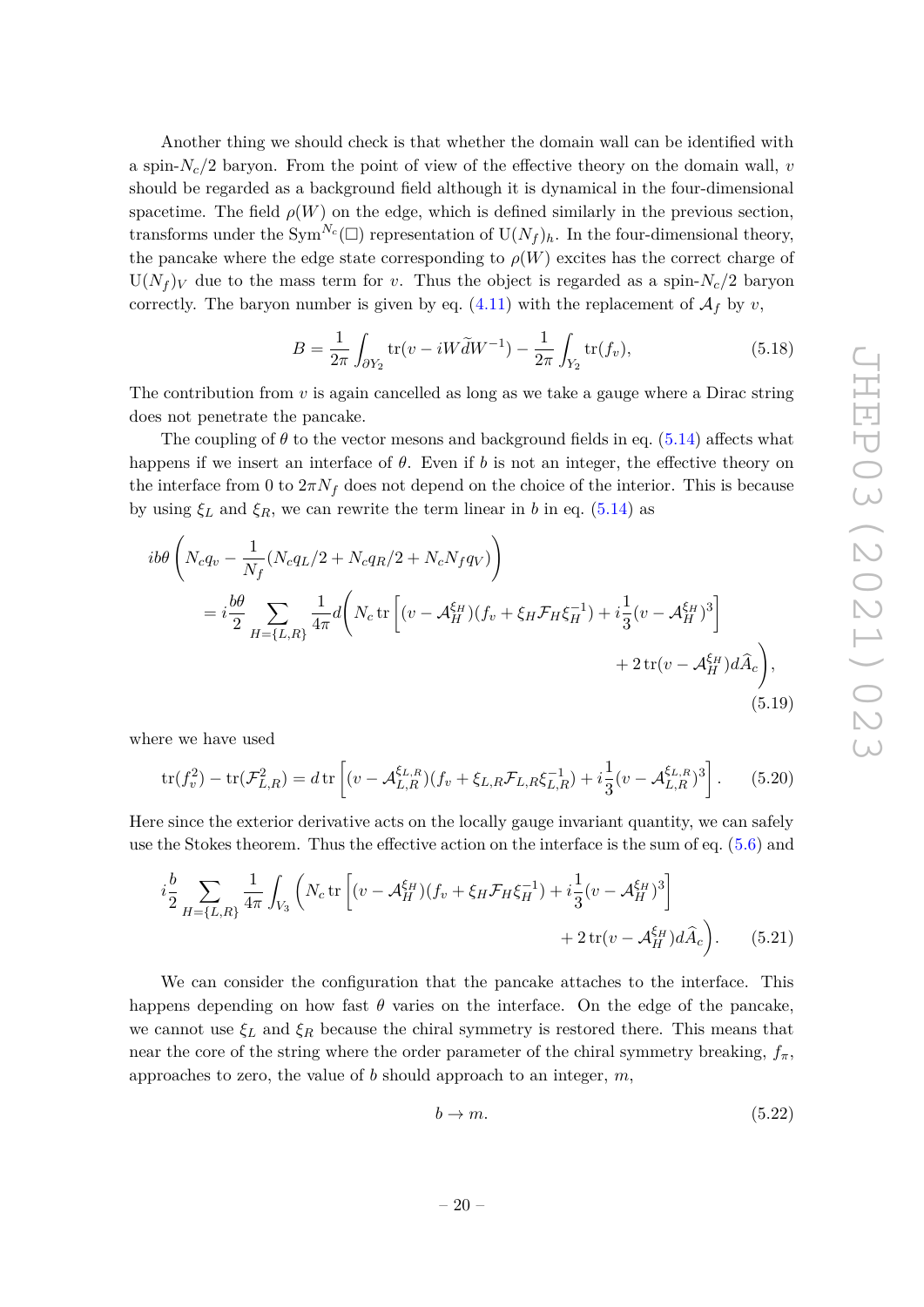Another thing we should check is that whether the domain wall can be identified with a spin-$N_c/2$ baryon. From the point of view of the effective theory on the domain wall, $v$ should be regarded as a background field although it is dynamical in the four-dimensional spacetime. The field $\rho(W)$ on the edge, which is defined similarly in the previous section, transforms under the $\mathrm{Sym}^{N_c}(\Box)$ representation of $\mathrm{U}(N_f)_h$. In the four-dimensional theory, the pancake where the edge state corresponding to $\rho(W)$ excites has the correct charge of $\mathrm{U}(N_f)_V$ due to the mass term for $v$. Thus the object is regarded as a spin-$N_c/2$ baryon correctly. The baryon number is given by eq. (4.11) with the replacement of $\mathcal{A}_f$ by $v$,

$$B = \frac{1}{2\pi}\int_{\partial Y_2} \mathrm{tr}(v - iW\widetilde{d}W^{-1}) - \frac{1}{2\pi}\int_{Y_2}\mathrm{tr}(f_v), \tag{5.18}$$

The contribution from $v$ is again cancelled as long as we take a gauge where a Dirac string does not penetrate the pancake.

The coupling of $\theta$ to the vector mesons and background fields in eq. (5.14) affects what happens if we insert an interface of $\theta$. Even if $b$ is not an integer, the effective theory on the interface from 0 to $2\pi N_f$ does not depend on the choice of the interior. This is because by using $\xi_L$ and $\xi_R$, we can rewrite the term linear in $b$ in eq. (5.14) as

$$\begin{aligned} &ib\theta\left(N_c q_v - \frac{1}{N_f}(N_c q_L/2 + N_c q_R/2 + N_c N_f q_V)\right) \\ &\quad = i\frac{b\theta}{2}\sum_{H=\{L,R\}}\frac{1}{4\pi}d\Bigg(N_c\,\mathrm{tr}\left[(v-\mathcal{A}_H^{\xi_H})(f_v+\xi_H\mathcal{F}_H\xi_H^{-1}) + i\frac{1}{3}(v-\mathcal{A}_H^{\xi_H})^3\right] \\ &\qquad\qquad\qquad\qquad\qquad\qquad\qquad + 2\,\mathrm{tr}(v-\mathcal{A}_H^{\xi_H})d\widehat{A}_c\Bigg), \end{aligned} \tag{5.19}$$

where we have used

$$\mathrm{tr}(f_v^2) - \mathrm{tr}(\mathcal{F}_{L,R}^2) = d\,\mathrm{tr}\left[(v - \mathcal{A}_{L,R}^{\xi_{L,R}})(f_v + \xi_{L,R}\mathcal{F}_{L,R}\xi_{L,R}^{-1}) + i\frac{1}{3}(v-\mathcal{A}_{L,R}^{\xi_{L,R}})^3\right]. \tag{5.20}$$

Here since the exterior derivative acts on the locally gauge invariant quantity, we can safely use the Stokes theorem. Thus the effective action on the interface is the sum of eq. (5.6) and

$$\begin{aligned} i\frac{b}{2}\sum_{H=\{L,R\}}\frac{1}{4\pi}\int_{V_3}\Bigg(N_c\,\mathrm{tr}&\left[(v-\mathcal{A}_H^{\xi_H})(f_v+\xi_H\mathcal{F}_H\xi_H^{-1}) + i\frac{1}{3}(v-\mathcal{A}_H^{\xi_H})^3\right] \\ &+ 2\,\mathrm{tr}(v-\mathcal{A}_H^{\xi_H})d\widehat{A}_c\Bigg). \end{aligned} \tag{5.21}$$

We can consider the configuration that the pancake attaches to the interface. This happens depending on how fast $\theta$ varies on the interface. On the edge of the pancake, we cannot use $\xi_L$ and $\xi_R$ because the chiral symmetry is restored there. This means that near the core of the string where the order parameter of the chiral symmetry breaking, $f_\pi$, approaches to zero, the value of $b$ should approach to an integer, $m$,

$$b \to m. \tag{5.22}$$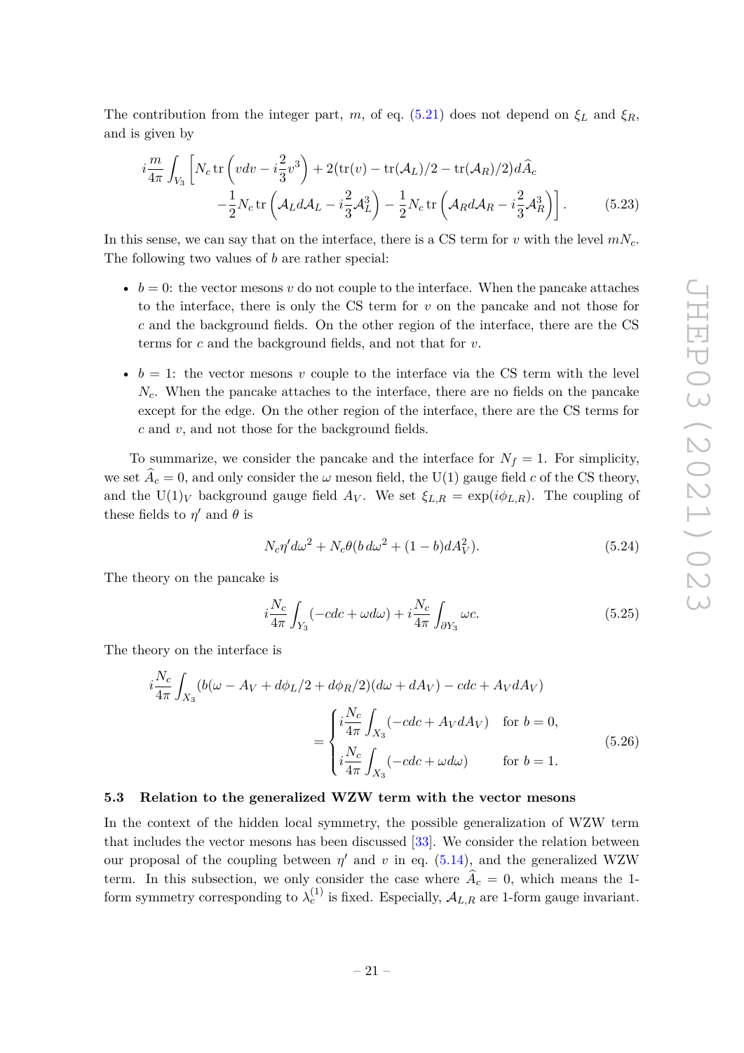The contribution from the integer part, $m$, of eq. (5.21) does not depend on $\xi_L$ and $\xi_R$, and is given by

$$
\begin{aligned}
i\frac{m}{4\pi}\int_{V_3}\Big[N_c \operatorname{tr}\left(vdv - i\frac{2}{3}v^3\right) &+ 2(\operatorname{tr}(v) - \operatorname{tr}(\mathcal{A}_L)/2 - \operatorname{tr}(\mathcal{A}_R)/2)d\widehat{A}_c \\
&-\frac{1}{2}N_c \operatorname{tr}\left(\mathcal{A}_L d\mathcal{A}_L - i\frac{2}{3}\mathcal{A}_L^3\right) - \frac{1}{2}N_c \operatorname{tr}\left(\mathcal{A}_R d\mathcal{A}_R - i\frac{2}{3}\mathcal{A}_R^3\right)\Big].
\end{aligned} \tag{5.23}
$$

In this sense, we can say that on the interface, there is a CS term for $v$ with the level $mN_c$. The following two values of $b$ are rather special:

- $b = 0$: the vector mesons $v$ do not couple to the interface. When the pancake attaches to the interface, there is only the CS term for $v$ on the pancake and not those for $c$ and the background fields. On the other region of the interface, there are the CS terms for $c$ and the background fields, and not that for $v$.
- $b = 1$: the vector mesons $v$ couple to the interface via the CS term with the level $N_c$. When the pancake attaches to the interface, there are no fields on the pancake except for the edge. On the other region of the interface, there are the CS terms for $c$ and $v$, and not those for the background fields.

To summarize, we consider the pancake and the interface for $N_f = 1$. For simplicity, we set $\widehat{A}_c = 0$, and only consider the $\omega$ meson field, the U(1) gauge field $c$ of the CS theory, and the $\mathrm{U}(1)_V$ background gauge field $A_V$. We set $\xi_{L,R} = \exp(i\phi_{L,R})$. The coupling of these fields to $\eta'$ and $\theta$ is

$$
N_c \eta' d\omega^2 + N_c \theta (b\, d\omega^2 + (1-b)dA_V^2). \tag{5.24}
$$

The theory on the pancake is

$$
i\frac{N_c}{4\pi}\int_{Y_3}(-cdc + \omega d\omega) + i\frac{N_c}{4\pi}\int_{\partial Y_3}\omega c. \tag{5.25}
$$

The theory on the interface is

$$
\begin{aligned}
i\frac{N_c}{4\pi}\int_{X_3}(b(\omega - A_V + d\phi_L/2 + d\phi_R/2)&(d\omega + dA_V) - cdc + A_V dA_V) \\
&= \begin{cases} i\dfrac{N_c}{4\pi}\displaystyle\int_{X_3}(-cdc + A_V dA_V) & \text{for } b = 0, \\ i\dfrac{N_c}{4\pi}\displaystyle\int_{X_3}(-cdc + \omega d\omega) & \text{for } b = 1. \end{cases}
\end{aligned} \tag{5.26}
$$

### 5.3 Relation to the generalized WZW term with the vector mesons

In the context of the hidden local symmetry, the possible generalization of WZW term that includes the vector mesons has been discussed [33]. We consider the relation between our proposal of the coupling between $\eta'$ and $v$ in eq. (5.14), and the generalized WZW term. In this subsection, we only consider the case where $\widehat{A}_c = 0$, which means the 1-form symmetry corresponding to $\lambda_c^{(1)}$ is fixed. Especially, $\mathcal{A}_{L,R}$ are 1-form gauge invariant.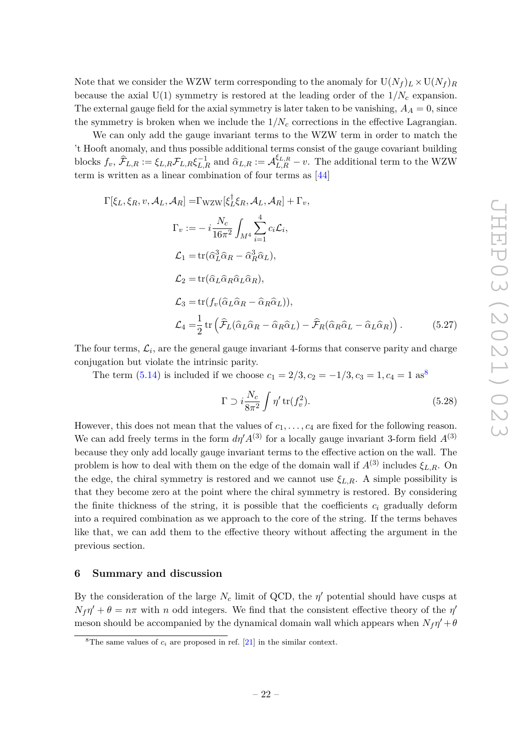Note that we consider the WZW term corresponding to the anomaly for $\mathrm{U}(N_f)_L \times \mathrm{U}(N_f)_R$ because the axial U(1) symmetry is restored at the leading order of the $1/N_c$ expansion. The external gauge field for the axial symmetry is later taken to be vanishing, $A_A = 0$, since the symmetry is broken when we include the $1/N_c$ corrections in the effective Lagrangian.

We can only add the gauge invariant terms to the WZW term in order to match the 't Hooft anomaly, and thus possible additional terms consist of the gauge covariant building blocks $f_v$, $\widehat{\mathcal{F}}_{L,R} := \xi_{L,R} \mathcal{F}_{L,R} \xi_{L,R}^{-1}$ and $\widehat{\alpha}_{L,R} := \mathcal{A}_{L,R}^{\xi_{L,R}} - v$. The additional term to the WZW term is written as a linear combination of four terms as [44]

$$
\begin{aligned}
\Gamma[\xi_L, \xi_R, v, \mathcal{A}_L, \mathcal{A}_R] =& \Gamma_{\mathrm{WZW}}[\xi_L^\dagger \xi_R, \mathcal{A}_L, \mathcal{A}_R] + \Gamma_v, \\
\Gamma_v :=& - i\frac{N_c}{16\pi^2} \int_{M^4} \sum_{i=1}^4 c_i \mathcal{L}_i, \\
\mathcal{L}_1 =& \operatorname{tr}(\widehat{\alpha}_L^3 \widehat{\alpha}_R - \widehat{\alpha}_R^3 \widehat{\alpha}_L), \\
\mathcal{L}_2 =& \operatorname{tr}(\widehat{\alpha}_L \widehat{\alpha}_R \widehat{\alpha}_L \widehat{\alpha}_R), \\
\mathcal{L}_3 =& \operatorname{tr}(f_v(\widehat{\alpha}_L \widehat{\alpha}_R - \widehat{\alpha}_R \widehat{\alpha}_L)), \\
\mathcal{L}_4 =& \frac{1}{2} \operatorname{tr}\left( \widehat{\mathcal{F}}_L(\widehat{\alpha}_L \widehat{\alpha}_R - \widehat{\alpha}_R \widehat{\alpha}_L) - \widehat{\mathcal{F}}_R(\widehat{\alpha}_R \widehat{\alpha}_L - \widehat{\alpha}_L \widehat{\alpha}_R) \right).
\end{aligned}
\tag{5.27}
$$

The four terms, $\mathcal{L}_i$, are the general gauge invariant 4-forms that conserve parity and charge conjugation but violate the intrinsic parity.

The term (5.14) is included if we choose $c_1 = 2/3, c_2 = -1/3, c_3 = 1, c_4 = 1$ as[8]

$$
\Gamma \supset i\frac{N_c}{8\pi^2} \int \eta' \operatorname{tr}(f_v^2). \tag{5.28}
$$

However, this does not mean that the values of $c_1, \ldots, c_4$ are fixed for the following reason. We can add freely terms in the form $d\eta' A^{(3)}$ for a locally gauge invariant 3-form field $A^{(3)}$ because they only add locally gauge invariant terms to the effective action on the wall. The problem is how to deal with them on the edge of the domain wall if $A^{(3)}$ includes $\xi_{L,R}$. On the edge, the chiral symmetry is restored and we cannot use $\xi_{L,R}$. A simple possibility is that they become zero at the point where the chiral symmetry is restored. By considering the finite thickness of the string, it is possible that the coefficients $c_i$ gradually deform into a required combination as we approach to the core of the string. If the terms behaves like that, we can add them to the effective theory without affecting the argument in the previous section.

## 6 Summary and discussion

By the consideration of the large $N_c$ limit of QCD, the $\eta'$ potential should have cusps at $N_f \eta' + \theta = n\pi$ with $n$ odd integers. We find that the consistent effective theory of the $\eta'$ meson should be accompanied by the dynamical domain wall which appears when $N_f \eta' + \theta$

[8] The same values of $c_i$ are proposed in ref. [21] in the similar context.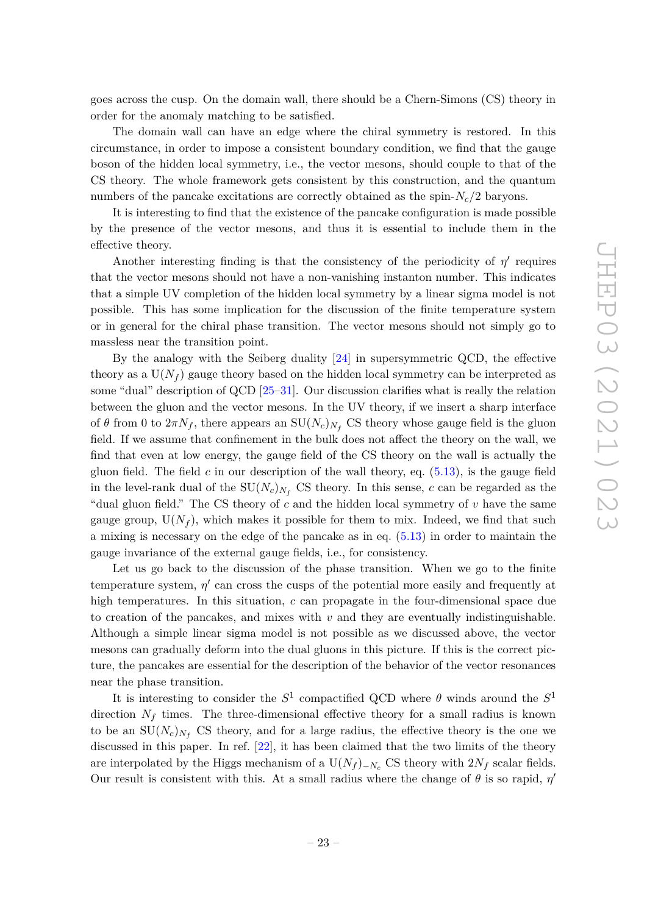goes across the cusp. On the domain wall, there should be a Chern-Simons (CS) theory in order for the anomaly matching to be satisfied.

The domain wall can have an edge where the chiral symmetry is restored. In this circumstance, in order to impose a consistent boundary condition, we find that the gauge boson of the hidden local symmetry, i.e., the vector mesons, should couple to that of the CS theory. The whole framework gets consistent by this construction, and the quantum numbers of the pancake excitations are correctly obtained as the spin-$N_c/2$ baryons.

It is interesting to find that the existence of the pancake configuration is made possible by the presence of the vector mesons, and thus it is essential to include them in the effective theory.

Another interesting finding is that the consistency of the periodicity of $\eta'$ requires that the vector mesons should not have a non-vanishing instanton number. This indicates that a simple UV completion of the hidden local symmetry by a linear sigma model is not possible. This has some implication for the discussion of the finite temperature system or in general for the chiral phase transition. The vector mesons should not simply go to massless near the transition point.

By the analogy with the Seiberg duality [24] in supersymmetric QCD, the effective theory as a $\mathrm{U}(N_f)$ gauge theory based on the hidden local symmetry can be interpreted as some "dual" description of QCD [25–31]. Our discussion clarifies what is really the relation between the gluon and the vector mesons. In the UV theory, if we insert a sharp interface of $\theta$ from 0 to $2\pi N_f$, there appears an $\mathrm{SU}(N_c)_{N_f}$ CS theory whose gauge field is the gluon field. If we assume that confinement in the bulk does not affect the theory on the wall, we find that even at low energy, the gauge field of the CS theory on the wall is actually the gluon field. The field $c$ in our description of the wall theory, eq. (5.13), is the gauge field in the level-rank dual of the $\mathrm{SU}(N_c)_{N_f}$ CS theory. In this sense, $c$ can be regarded as the "dual gluon field." The CS theory of $c$ and the hidden local symmetry of $v$ have the same gauge group, $\mathrm{U}(N_f)$, which makes it possible for them to mix. Indeed, we find that such a mixing is necessary on the edge of the pancake as in eq. (5.13) in order to maintain the gauge invariance of the external gauge fields, i.e., for consistency.

Let us go back to the discussion of the phase transition. When we go to the finite temperature system, $\eta'$ can cross the cusps of the potential more easily and frequently at high temperatures. In this situation, $c$ can propagate in the four-dimensional space due to creation of the pancakes, and mixes with $v$ and they are eventually indistinguishable. Although a simple linear sigma model is not possible as we discussed above, the vector mesons can gradually deform into the dual gluons in this picture. If this is the correct picture, the pancakes are essential for the description of the behavior of the vector resonances near the phase transition.

It is interesting to consider the $S^1$ compactified QCD where $\theta$ winds around the $S^1$ direction $N_f$ times. The three-dimensional effective theory for a small radius is known to be an $\mathrm{SU}(N_c)_{N_f}$ CS theory, and for a large radius, the effective theory is the one we discussed in this paper. In ref. [22], it has been claimed that the two limits of the theory are interpolated by the Higgs mechanism of a $\mathrm{U}(N_f)_{-N_c}$ CS theory with $2N_f$ scalar fields. Our result is consistent with this. At a small radius where the change of $\theta$ is so rapid, $\eta'$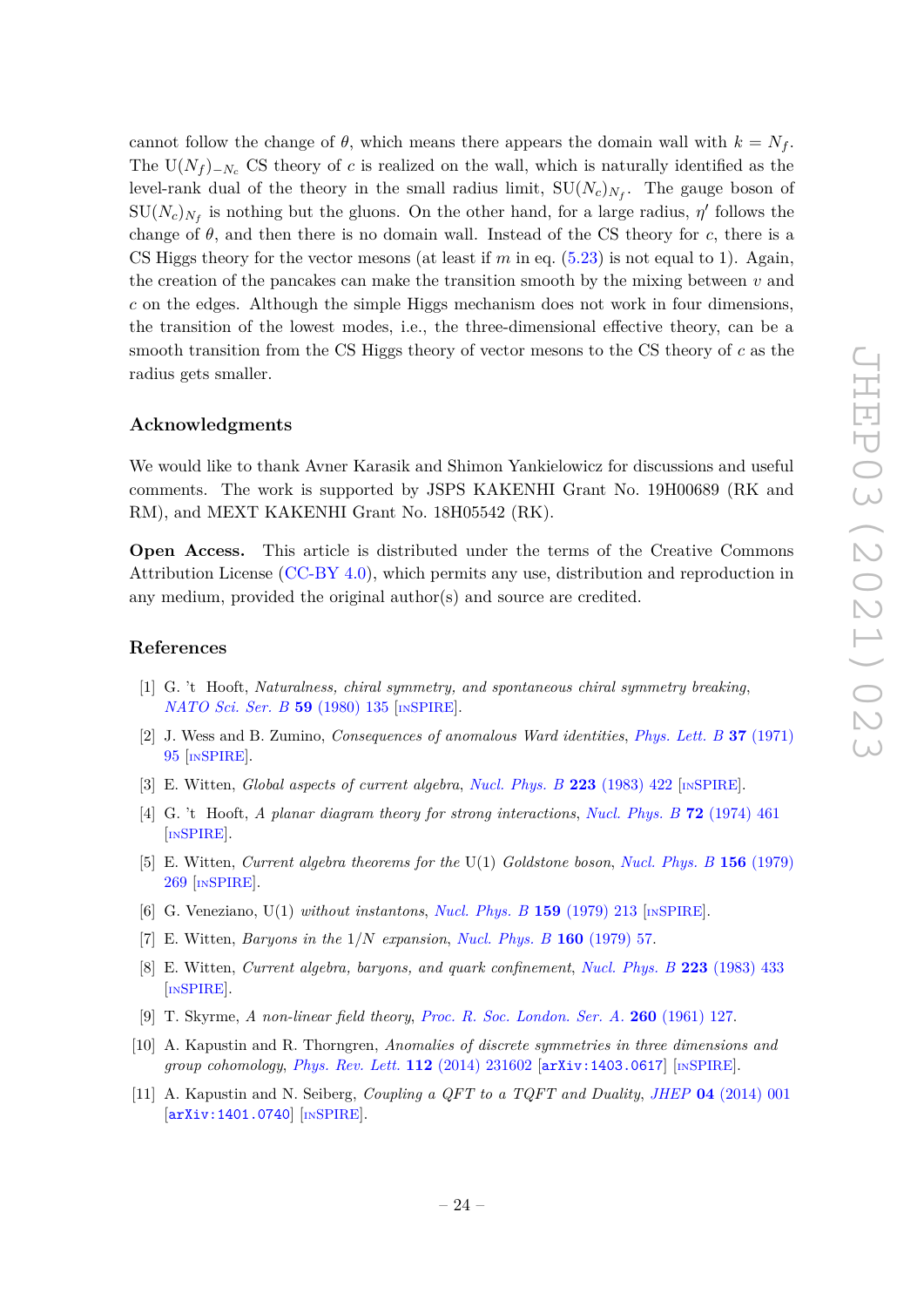cannot follow the change of $\theta$, which means there appears the domain wall with $k = N_f$. The $\mathrm{U}(N_f)_{-N_c}$ CS theory of $c$ is realized on the wall, which is naturally identified as the level-rank dual of the theory in the small radius limit, $\mathrm{SU}(N_c)_{N_f}$. The gauge boson of $\mathrm{SU}(N_c)_{N_f}$ is nothing but the gluons. On the other hand, for a large radius, $\eta'$ follows the change of $\theta$, and then there is no domain wall. Instead of the CS theory for $c$, there is a CS Higgs theory for the vector mesons (at least if $m$ in eq. (5.23) is not equal to 1). Again, the creation of the pancakes can make the transition smooth by the mixing between $v$ and $c$ on the edges. Although the simple Higgs mechanism does not work in four dimensions, the transition of the lowest modes, i.e., the three-dimensional effective theory, can be a smooth transition from the CS Higgs theory of vector mesons to the CS theory of $c$ as the radius gets smaller.

## Acknowledgments

We would like to thank Avner Karasik and Shimon Yankielowicz for discussions and useful comments. The work is supported by JSPS KAKENHI Grant No. 19H00689 (RK and RM), and MEXT KAKENHI Grant No. 18H05542 (RK).

**Open Access.** This article is distributed under the terms of the Creative Commons Attribution License (CC-BY 4.0), which permits any use, distribution and reproduction in any medium, provided the original author(s) and source are credited.

## References

[1] G. 't Hooft, *Naturalness, chiral symmetry, and spontaneous chiral symmetry breaking*, *NATO Sci. Ser. B* **59** (1980) 135 [INSPIRE].

[2] J. Wess and B. Zumino, *Consequences of anomalous Ward identities*, *Phys. Lett. B* **37** (1971) 95 [INSPIRE].

[3] E. Witten, *Global aspects of current algebra*, *Nucl. Phys. B* **223** (1983) 422 [INSPIRE].

[4] G. 't Hooft, *A planar diagram theory for strong interactions*, *Nucl. Phys. B* **72** (1974) 461 [INSPIRE].

[5] E. Witten, *Current algebra theorems for the* U(1) *Goldstone boson*, *Nucl. Phys. B* **156** (1979) 269 [INSPIRE].

[6] G. Veneziano, U(1) *without instantons*, *Nucl. Phys. B* **159** (1979) 213 [INSPIRE].

[7] E. Witten, *Baryons in the* $1/N$ *expansion*, *Nucl. Phys. B* **160** (1979) 57.

[8] E. Witten, *Current algebra, baryons, and quark confinement*, *Nucl. Phys. B* **223** (1983) 433 [INSPIRE].

[9] T. Skyrme, *A non-linear field theory*, *Proc. R. Soc. London. Ser. A.* **260** (1961) 127.

[10] A. Kapustin and R. Thorngren, *Anomalies of discrete symmetries in three dimensions and group cohomology*, *Phys. Rev. Lett.* **112** (2014) 231602 [arXiv:1403.0617] [INSPIRE].

[11] A. Kapustin and N. Seiberg, *Coupling a QFT to a TQFT and Duality*, *JHEP* **04** (2014) 001 [arXiv:1401.0740] [INSPIRE].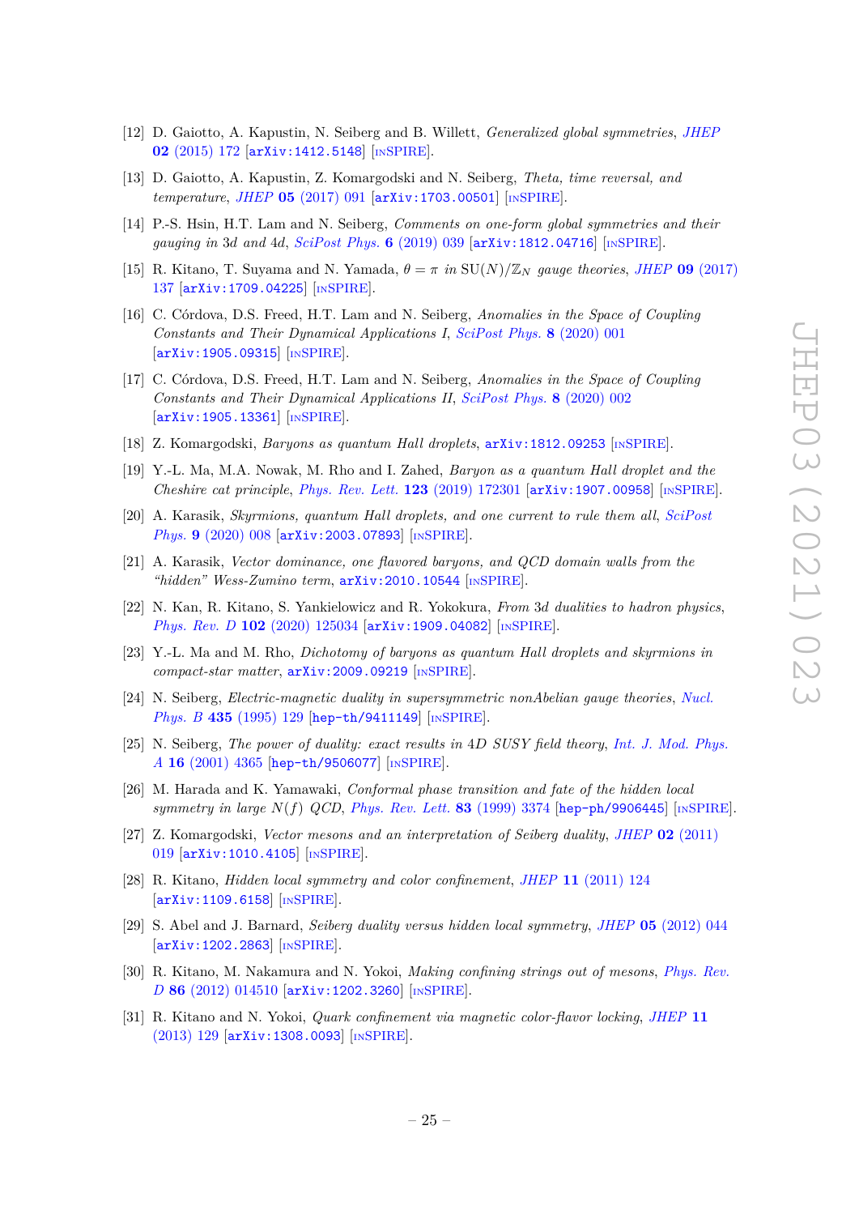[12] D. Gaiotto, A. Kapustin, N. Seiberg and B. Willett, *Generalized global symmetries*, JHEP **02** (2015) 172 [arXiv:1412.5148] [INSPIRE].

[13] D. Gaiotto, A. Kapustin, Z. Komargodski and N. Seiberg, *Theta, time reversal, and temperature*, JHEP **05** (2017) 091 [arXiv:1703.00501] [INSPIRE].

[14] P.-S. Hsin, H.T. Lam and N. Seiberg, *Comments on one-form global symmetries and their gauging in 3d and 4d*, SciPost Phys. **6** (2019) 039 [arXiv:1812.04716] [INSPIRE].

[15] R. Kitano, T. Suyama and N. Yamada, $\theta = \pi$ *in* $\mathrm{SU}(N)/\mathbb{Z}_N$ *gauge theories*, JHEP **09** (2017) 137 [arXiv:1709.04225] [INSPIRE].

[16] C. Córdova, D.S. Freed, H.T. Lam and N. Seiberg, *Anomalies in the Space of Coupling Constants and Their Dynamical Applications I*, SciPost Phys. **8** (2020) 001 [arXiv:1905.09315] [INSPIRE].

[17] C. Córdova, D.S. Freed, H.T. Lam and N. Seiberg, *Anomalies in the Space of Coupling Constants and Their Dynamical Applications II*, SciPost Phys. **8** (2020) 002 [arXiv:1905.13361] [INSPIRE].

[18] Z. Komargodski, *Baryons as quantum Hall droplets*, arXiv:1812.09253 [INSPIRE].

[19] Y.-L. Ma, M.A. Nowak, M. Rho and I. Zahed, *Baryon as a quantum Hall droplet and the Cheshire cat principle*, Phys. Rev. Lett. **123** (2019) 172301 [arXiv:1907.00958] [INSPIRE].

[20] A. Karasik, *Skyrmions, quantum Hall droplets, and one current to rule them all*, SciPost Phys. **9** (2020) 008 [arXiv:2003.07893] [INSPIRE].

[21] A. Karasik, *Vector dominance, one flavored baryons, and QCD domain walls from the "hidden" Wess-Zumino term*, arXiv:2010.10544 [INSPIRE].

[22] N. Kan, R. Kitano, S. Yankielowicz and R. Yokokura, *From 3d dualities to hadron physics*, Phys. Rev. D **102** (2020) 125034 [arXiv:1909.04082] [INSPIRE].

[23] Y.-L. Ma and M. Rho, *Dichotomy of baryons as quantum Hall droplets and skyrmions in compact-star matter*, arXiv:2009.09219 [INSPIRE].

[24] N. Seiberg, *Electric-magnetic duality in supersymmetric nonAbelian gauge theories*, Nucl. Phys. B **435** (1995) 129 [hep-th/9411149] [INSPIRE].

[25] N. Seiberg, *The power of duality: exact results in 4D SUSY field theory*, Int. J. Mod. Phys. A **16** (2001) 4365 [hep-th/9506077] [INSPIRE].

[26] M. Harada and K. Yamawaki, *Conformal phase transition and fate of the hidden local symmetry in large* $N(f)$ *QCD*, Phys. Rev. Lett. **83** (1999) 3374 [hep-ph/9906445] [INSPIRE].

[27] Z. Komargodski, *Vector mesons and an interpretation of Seiberg duality*, JHEP **02** (2011) 019 [arXiv:1010.4105] [INSPIRE].

[28] R. Kitano, *Hidden local symmetry and color confinement*, JHEP **11** (2011) 124 [arXiv:1109.6158] [INSPIRE].

[29] S. Abel and J. Barnard, *Seiberg duality versus hidden local symmetry*, JHEP **05** (2012) 044 [arXiv:1202.2863] [INSPIRE].

[30] R. Kitano, M. Nakamura and N. Yokoi, *Making confining strings out of mesons*, Phys. Rev. D **86** (2012) 014510 [arXiv:1202.3260] [INSPIRE].

[31] R. Kitano and N. Yokoi, *Quark confinement via magnetic color-flavor locking*, JHEP **11** (2013) 129 [arXiv:1308.0093] [INSPIRE].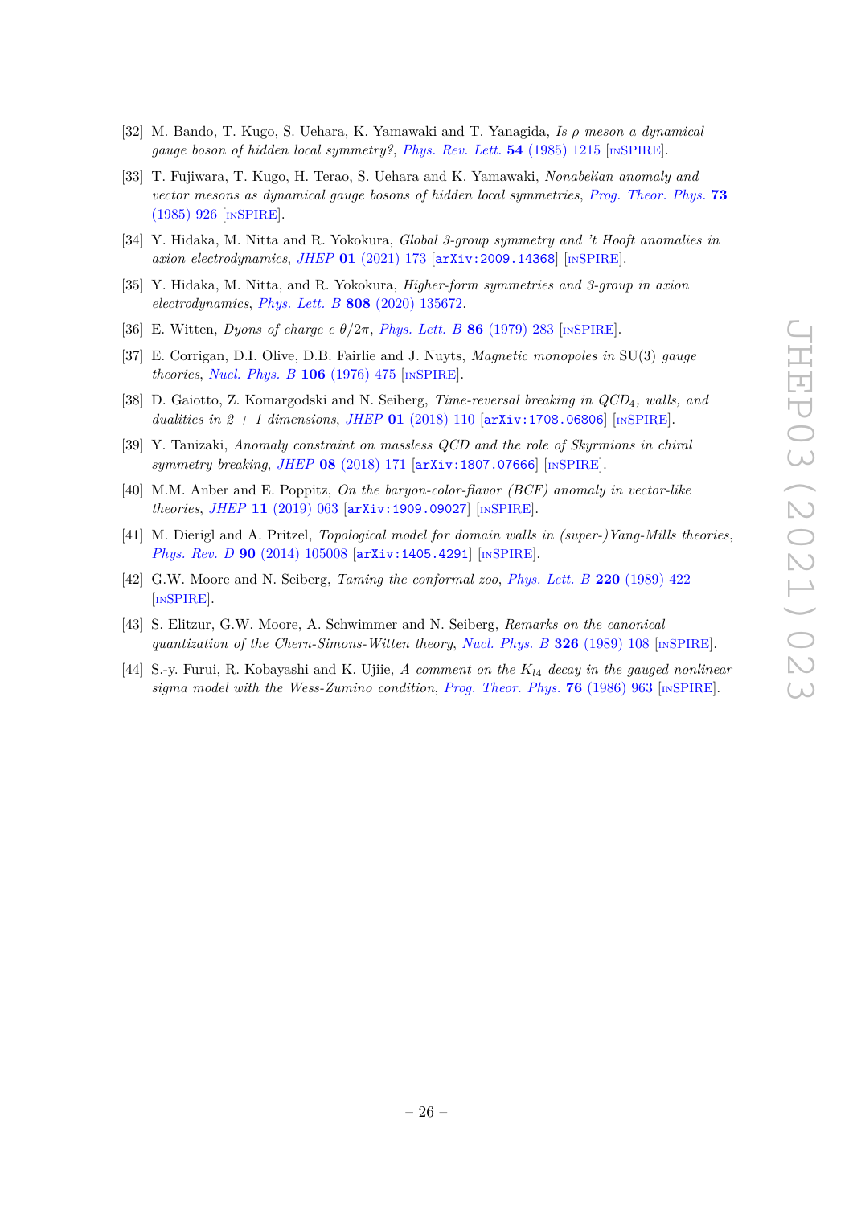[32] M. Bando, T. Kugo, S. Uehara, K. Yamawaki and T. Yanagida, *Is $\rho$ meson a dynamical gauge boson of hidden local symmetry?*, *Phys. Rev. Lett.* **54** (1985) 1215 [INSPIRE].

[33] T. Fujiwara, T. Kugo, H. Terao, S. Uehara and K. Yamawaki, *Nonabelian anomaly and vector mesons as dynamical gauge bosons of hidden local symmetries*, *Prog. Theor. Phys.* **73** (1985) 926 [INSPIRE].

[34] Y. Hidaka, M. Nitta and R. Yokokura, *Global 3-group symmetry and 't Hooft anomalies in axion electrodynamics*, *JHEP* **01** (2021) 173 [arXiv:2009.14368] [INSPIRE].

[35] Y. Hidaka, M. Nitta, and R. Yokokura, *Higher-form symmetries and 3-group in axion electrodynamics*, *Phys. Lett. B* **808** (2020) 135672.

[36] E. Witten, *Dyons of charge e $\theta/2\pi$*, *Phys. Lett. B* **86** (1979) 283 [INSPIRE].

[37] E. Corrigan, D.I. Olive, D.B. Fairlie and J. Nuyts, *Magnetic monopoles in* SU(3) *gauge theories*, *Nucl. Phys. B* **106** (1976) 475 [INSPIRE].

[38] D. Gaiotto, Z. Komargodski and N. Seiberg, *Time-reversal breaking in QCD$_4$, walls, and dualities in 2 + 1 dimensions*, *JHEP* **01** (2018) 110 [arXiv:1708.06806] [INSPIRE].

[39] Y. Tanizaki, *Anomaly constraint on massless QCD and the role of Skyrmions in chiral symmetry breaking*, *JHEP* **08** (2018) 171 [arXiv:1807.07666] [INSPIRE].

[40] M.M. Anber and E. Poppitz, *On the baryon-color-flavor (BCF) anomaly in vector-like theories*, *JHEP* **11** (2019) 063 [arXiv:1909.09027] [INSPIRE].

[41] M. Dierigl and A. Pritzel, *Topological model for domain walls in (super-)Yang-Mills theories*, *Phys. Rev. D* **90** (2014) 105008 [arXiv:1405.4291] [INSPIRE].

[42] G.W. Moore and N. Seiberg, *Taming the conformal zoo*, *Phys. Lett. B* **220** (1989) 422 [INSPIRE].

[43] S. Elitzur, G.W. Moore, A. Schwimmer and N. Seiberg, *Remarks on the canonical quantization of the Chern-Simons-Witten theory*, *Nucl. Phys. B* **326** (1989) 108 [INSPIRE].

[44] S.-y. Furui, R. Kobayashi and K. Ujiie, *A comment on the $K_{l4}$ decay in the gauged nonlinear sigma model with the Wess-Zumino condition*, *Prog. Theor. Phys.* **76** (1986) 963 [INSPIRE].